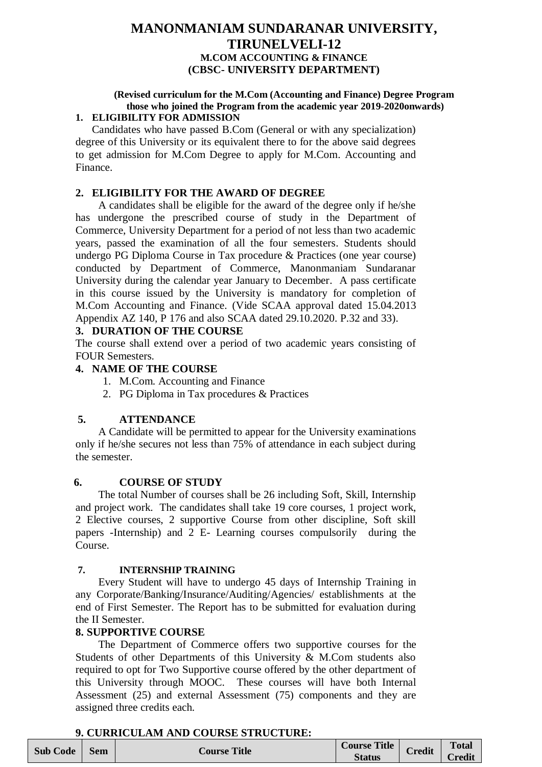# MANONMANIAM SUNDARANAR UNIVERSITY, TIRUNELVELI-12

## M.COM ACCOUNTING & FINANCE

## (CBSC- UNIVERSITY DEPARTMENT)

**(Revised curriculum for the M.Com (Accounting and Finance) Degree Program those who joined the Program from the academic year 2019-2020onwards)**

### 1. ELIGIBILITY FOR ADMISSION

Candidates who have passed B.Com (General or with any specialization) degree of this University or its equivalent there to for the above said degrees to get admission for M.Com Degree to apply for M.Com. Accounting and Finance.

### 2. ELIGIBILITY FOR THE AWARD OF DEGREE

A candidates shall be eligible for the award of the degree only if he/she has undergone the prescribed course of study in the Department of Commerce, University Department for a period of not less than two academic years, passed the examination of all the four semesters. Students should undergo PG Diploma Course in Tax procedure & Practices (one year course) conducted by Department of Commerce, Manonmaniam Sundaranar University during the calendar year January to December. A pass certificate in this course issued by the University is mandatory for completion of M.Com Accounting and Finance. (Vide SCAA approval dated 15.04.2013 Appendix AZ 140, P 176 and also SCAA dated 29.10.2020. P.32 and 33).

### 3. DURATION OF THE COURSE

The course shall extend over a period of two academic years consisting of FOUR Semesters.

### 4. NAME OF THE COURSE

1. M.Com. Accounting and Finance
2. PG Diploma in Tax procedures & Practices

### 5. ATTENDANCE

A Candidate will be permitted to appear for the University examinations only if he/she secures not less than 75% of attendance in each subject during the semester.

### 6. COURSE OF STUDY

The total Number of courses shall be 26 including Soft, Skill, Internship and project work. The candidates shall take 19 core courses, 1 project work, 2 Elective courses, 2 supportive Course from other discipline, Soft skill papers -Internship) and 2 E- Learning courses compulsorily during the Course.

### 7. INTERNSHIP TRAINING

Every Student will have to undergo 45 days of Internship Training in any Corporate/Banking/Insurance/Auditing/Agencies/ establishments at the end of First Semester. The Report has to be submitted for evaluation during the II Semester.

### 8. SUPPORTIVE COURSE

The Department of Commerce offers two supportive courses for the Students of other Departments of this University & M.Com students also required to opt for Two Supportive course offered by the other department of this University through MOOC. These courses will have both Internal Assessment (25) and external Assessment (75) components and they are assigned three credits each.

### 9. CURRICULAM AND COURSE STRUCTURE:

| Sub Code | Sem | Course Title | Course Title Status | Credit | Total Credit |
|---|---|---|---|---|---|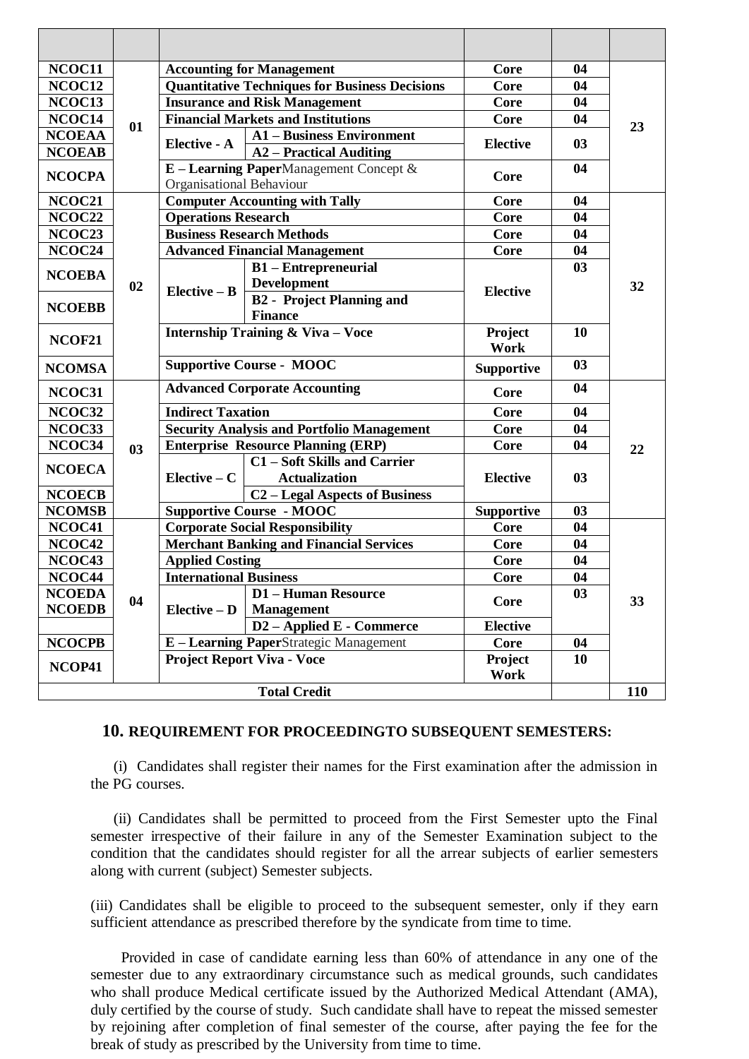| | | | | | | |
|---|---|---|---|---|---|---|
| **NCOC11** | **01** | **Accounting for Management** | | **Core** | **04** | **23** |
| **NCOC12** | | **Quantitative Techniques for Business Decisions** | | **Core** | **04** | |
| **NCOC13** | | **Insurance and Risk Management** | | **Core** | **04** | |
| **NCOC14** | | **Financial Markets and Institutions** | | **Core** | **04** | |
| **NCOEAA** | | **Elective - A** | **A1 – Business Environment** | **Elective** | **03** | |
| **NCOEAB** | | | **A2 – Practical Auditing** | | | |
| **NCOCPA** | | **E – Learning Paper**Management Concept & Organisational Behaviour | | **Core** | **04** | |
| **NCOC21** | **02** | **Computer Accounting with Tally** | | **Core** | **04** | **32** |
| **NCOC22** | | **Operations Research** | | **Core** | **04** | |
| **NCOC23** | | **Business Research Methods** | | **Core** | **04** | |
| **NCOC24** | | **Advanced Financial Management** | | **Core** | **04** | |
| **NCOEBA** | | **Elective – B** | **B1 – Entrepreneurial Development** | **Elective** | **03** | |
| **NCOEBB** | | | **B2 - Project Planning and Finance** | | | |
| **NCOF21** | | **Internship Training & Viva – Voce** | | **Project Work** | **10** | |
| **NCOMSA** | | **Supportive Course - MOOC** | | **Supportive** | **03** | |
| **NCOC31** | **03** | **Advanced Corporate Accounting** | | **Core** | **04** | **22** |
| **NCOC32** | | **Indirect Taxation** | | **Core** | **04** | |
| **NCOC33** | | **Security Analysis and Portfolio Management** | | **Core** | **04** | |
| **NCOC34** | | **Enterprise Resource Planning (ERP)** | | **Core** | **04** | |
| **NCOECA** | | **Elective – C** | **C1 – Soft Skills and Carrier Actualization** | **Elective** | **03** | |
| **NCOECB** | | | **C2 – Legal Aspects of Business** | | | |
| **NCOMSB** | | **Supportive Course - MOOC** | | **Supportive** | **03** | |
| **NCOC41** | **04** | **Corporate Social Responsibility** | | **Core** | **04** | **33** |
| **NCOC42** | | **Merchant Banking and Financial Services** | | **Core** | **04** | |
| **NCOC43** | | **Applied Costing** | | **Core** | **04** | |
| **NCOC44** | | **International Business** | | **Core** | **04** | |
| **NCOEDA NCOEDB** | | **Elective – D** | **D1 – Human Resource Management** | **Core** | **03** | |
| | | | **D2 – Applied E - Commerce** | **Elective** | | |
| **NCOCPB** | | **E – Learning Paper**Strategic Management | | **Core** | **04** | |
| **NCOP41** | | **Project Report Viva - Voce** | | **Project Work** | **10** | |
| **Total Credit** | | | | | | **110** |

## 10. REQUIREMENT FOR PROCEEDINGTO SUBSEQUENT SEMESTERS:

(i) Candidates shall register their names for the First examination after the admission in the PG courses.

(ii) Candidates shall be permitted to proceed from the First Semester upto the Final semester irrespective of their failure in any of the Semester Examination subject to the condition that the candidates should register for all the arrear subjects of earlier semesters along with current (subject) Semester subjects.

(iii) Candidates shall be eligible to proceed to the subsequent semester, only if they earn sufficient attendance as prescribed therefore by the syndicate from time to time.

Provided in case of candidate earning less than 60% of attendance in any one of the semester due to any extraordinary circumstance such as medical grounds, such candidates who shall produce Medical certificate issued by the Authorized Medical Attendant (AMA), duly certified by the course of study. Such candidate shall have to repeat the missed semester by rejoining after completion of final semester of the course, after paying the fee for the break of study as prescribed by the University from time to time.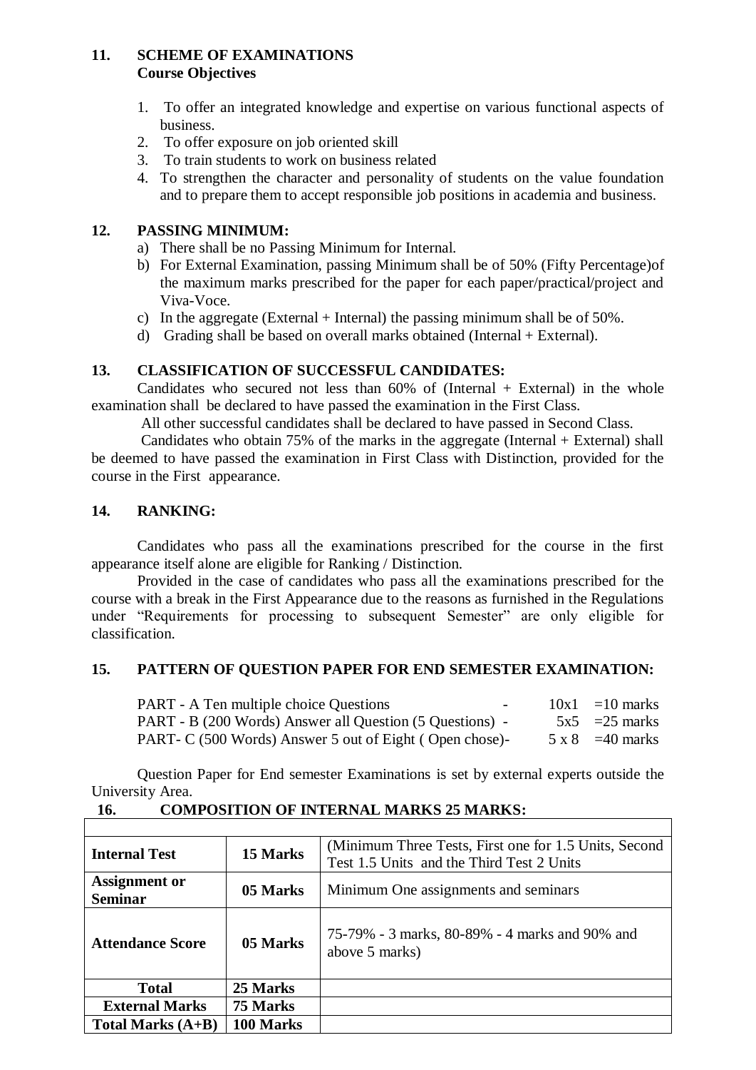## 11. SCHEME OF EXAMINATIONS

### Course Objectives

1. To offer an integrated knowledge and expertise on various functional aspects of business.
2. To offer exposure on job oriented skill
3. To train students to work on business related
4. To strengthen the character and personality of students on the value foundation and to prepare them to accept responsible job positions in academia and business.

## 12. PASSING MINIMUM:

a) There shall be no Passing Minimum for Internal.

b) For External Examination, passing Minimum shall be of 50% (Fifty Percentage)of the maximum marks prescribed for the paper for each paper/practical/project and Viva-Voce.

c) In the aggregate (External + Internal) the passing minimum shall be of 50%.

d) Grading shall be based on overall marks obtained (Internal + External).

## 13. CLASSIFICATION OF SUCCESSFUL CANDIDATES:

Candidates who secured not less than 60% of (Internal + External) in the whole examination shall be declared to have passed the examination in the First Class.

All other successful candidates shall be declared to have passed in Second Class.

Candidates who obtain 75% of the marks in the aggregate (Internal + External) shall be deemed to have passed the examination in First Class with Distinction, provided for the course in the First appearance.

## 14. RANKING:

Candidates who pass all the examinations prescribed for the course in the first appearance itself alone are eligible for Ranking / Distinction.

Provided in the case of candidates who pass all the examinations prescribed for the course with a break in the First Appearance due to the reasons as furnished in the Regulations under "Requirements for processing to subsequent Semester" are only eligible for classification.

## 15. PATTERN OF QUESTION PAPER FOR END SEMESTER EXAMINATION:

PART - A Ten multiple choice Questions - 10x1 =10 marks

PART - B (200 Words) Answer all Question (5 Questions) - 5x5 =25 marks

PART- C (500 Words) Answer 5 out of Eight ( Open chose)- 5 x 8 =40 marks

Question Paper for End semester Examinations is set by external experts outside the University Area.

## 16. COMPOSITION OF INTERNAL MARKS 25 MARKS:

| | | |
|---|---|---|
| **Internal Test** | **15 Marks** | (Minimum Three Tests, First one for 1.5 Units, Second Test 1.5 Units and the Third Test 2 Units |
| **Assignment or Seminar** | **05 Marks** | Minimum One assignments and seminars |
| **Attendance Score** | **05 Marks** | 75-79% - 3 marks, 80-89% - 4 marks and 90% and above 5 marks) |
| **Total** | **25 Marks** | |
| **External Marks** | **75 Marks** | |
| **Total Marks (A+B)** | **100 Marks** | |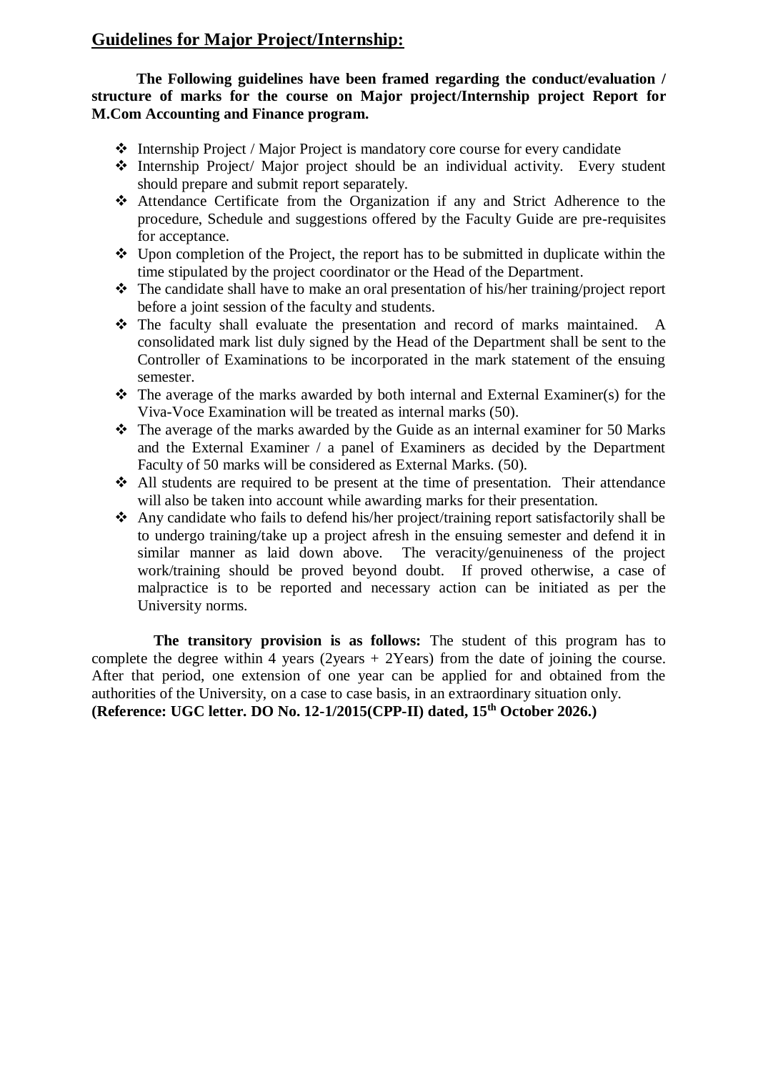## Guidelines for Major Project/Internship:

**The Following guidelines have been framed regarding the conduct/evaluation / structure of marks for the course on Major project/Internship project Report for M.Com Accounting and Finance program.**

- Internship Project / Major Project is mandatory core course for every candidate
- Internship Project/ Major project should be an individual activity. Every student should prepare and submit report separately.
- Attendance Certificate from the Organization if any and Strict Adherence to the procedure, Schedule and suggestions offered by the Faculty Guide are pre-requisites for acceptance.
- Upon completion of the Project, the report has to be submitted in duplicate within the time stipulated by the project coordinator or the Head of the Department.
- The candidate shall have to make an oral presentation of his/her training/project report before a joint session of the faculty and students.
- The faculty shall evaluate the presentation and record of marks maintained. A consolidated mark list duly signed by the Head of the Department shall be sent to the Controller of Examinations to be incorporated in the mark statement of the ensuing semester.
- The average of the marks awarded by both internal and External Examiner(s) for the Viva-Voce Examination will be treated as internal marks (50).
- The average of the marks awarded by the Guide as an internal examiner for 50 Marks and the External Examiner / a panel of Examiners as decided by the Department Faculty of 50 marks will be considered as External Marks. (50).
- All students are required to be present at the time of presentation. Their attendance will also be taken into account while awarding marks for their presentation.
- Any candidate who fails to defend his/her project/training report satisfactorily shall be to undergo training/take up a project afresh in the ensuing semester and defend it in similar manner as laid down above. The veracity/genuineness of the project work/training should be proved beyond doubt. If proved otherwise, a case of malpractice is to be reported and necessary action can be initiated as per the University norms.

**The transitory provision is as follows:** The student of this program has to complete the degree within 4 years (2years + 2Years) from the date of joining the course. After that period, one extension of one year can be applied for and obtained from the authorities of the University, on a case to case basis, in an extraordinary situation only.
**(Reference: UGC letter. DO No. 12-1/2015(CPP-II) dated, 15th October 2026.)**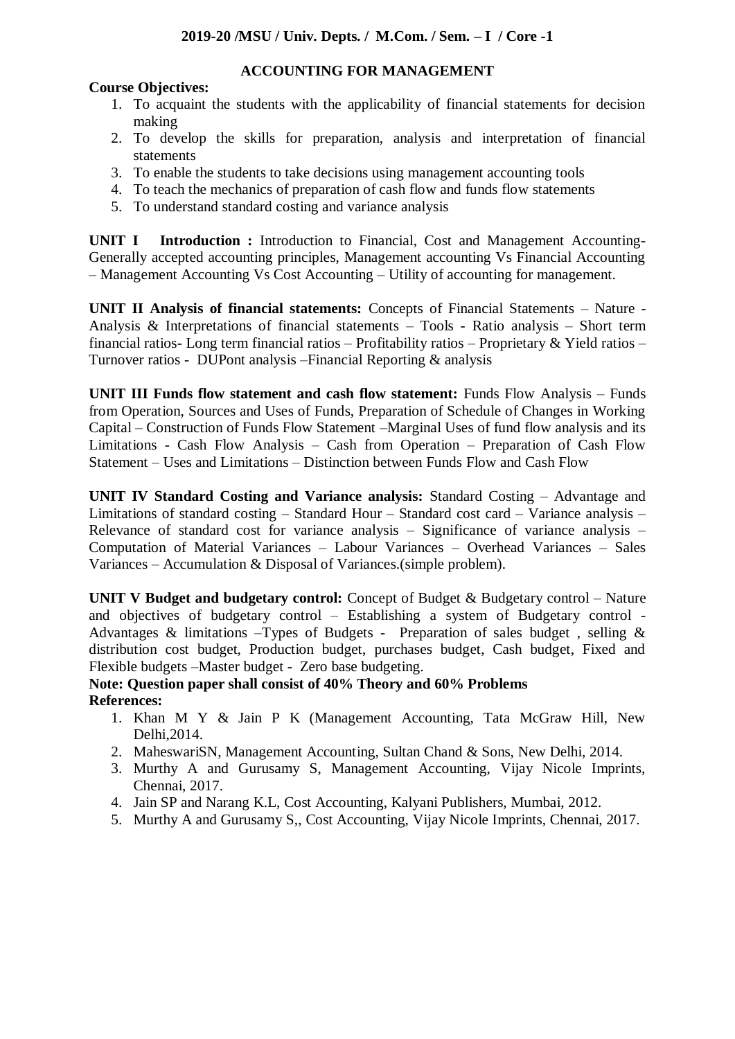**2019-20 /MSU / Univ. Depts. / M.Com. / Sem. – I / Core -1**

## ACCOUNTING FOR MANAGEMENT

**Course Objectives:**

1. To acquaint the students with the applicability of financial statements for decision making
2. To develop the skills for preparation, analysis and interpretation of financial statements
3. To enable the students to take decisions using management accounting tools
4. To teach the mechanics of preparation of cash flow and funds flow statements
5. To understand standard costing and variance analysis

**UNIT I Introduction :** Introduction to Financial, Cost and Management Accounting-Generally accepted accounting principles, Management accounting Vs Financial Accounting – Management Accounting Vs Cost Accounting – Utility of accounting for management.

**UNIT II Analysis of financial statements:** Concepts of Financial Statements – Nature - Analysis & Interpretations of financial statements – Tools - Ratio analysis – Short term financial ratios- Long term financial ratios – Profitability ratios – Proprietary & Yield ratios – Turnover ratios - DUPont analysis –Financial Reporting & analysis

**UNIT III Funds flow statement and cash flow statement:** Funds Flow Analysis – Funds from Operation, Sources and Uses of Funds, Preparation of Schedule of Changes in Working Capital – Construction of Funds Flow Statement –Marginal Uses of fund flow analysis and its Limitations - Cash Flow Analysis – Cash from Operation – Preparation of Cash Flow Statement – Uses and Limitations – Distinction between Funds Flow and Cash Flow

**UNIT IV Standard Costing and Variance analysis:** Standard Costing – Advantage and Limitations of standard costing – Standard Hour – Standard cost card – Variance analysis – Relevance of standard cost for variance analysis – Significance of variance analysis – Computation of Material Variances – Labour Variances – Overhead Variances – Sales Variances – Accumulation & Disposal of Variances.(simple problem).

**UNIT V Budget and budgetary control:** Concept of Budget & Budgetary control – Nature and objectives of budgetary control – Establishing a system of Budgetary control - Advantages & limitations –Types of Budgets - Preparation of sales budget , selling & distribution cost budget, Production budget, purchases budget, Cash budget, Fixed and Flexible budgets –Master budget - Zero base budgeting.

**Note: Question paper shall consist of 40% Theory and 60% Problems**

**References:**

1. Khan M Y & Jain P K (Management Accounting, Tata McGraw Hill, New Delhi,2014.
2. MaheswariSN, Management Accounting, Sultan Chand & Sons, New Delhi, 2014.
3. Murthy A and Gurusamy S, Management Accounting, Vijay Nicole Imprints, Chennai, 2017.
4. Jain SP and Narang K.L, Cost Accounting, Kalyani Publishers, Mumbai, 2012.
5. Murthy A and Gurusamy S,, Cost Accounting, Vijay Nicole Imprints, Chennai, 2017.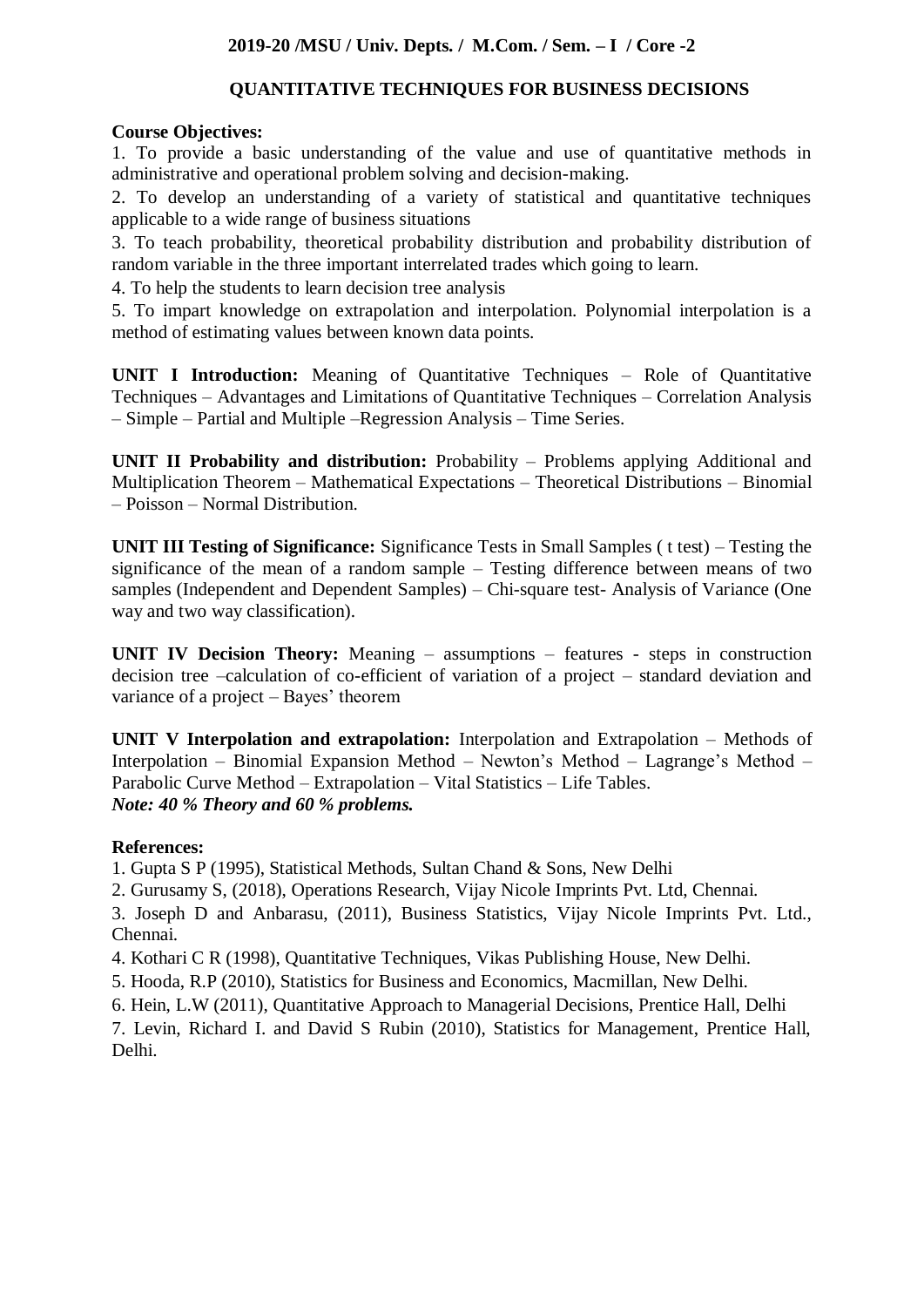**2019-20 /MSU / Univ. Depts. / M.Com. / Sem. – I / Core -2**

## QUANTITATIVE TECHNIQUES FOR BUSINESS DECISIONS

**Course Objectives:**

1. To provide a basic understanding of the value and use of quantitative methods in administrative and operational problem solving and decision-making.
2. To develop an understanding of a variety of statistical and quantitative techniques applicable to a wide range of business situations
3. To teach probability, theoretical probability distribution and probability distribution of random variable in the three important interrelated trades which going to learn.
4. To help the students to learn decision tree analysis
5. To impart knowledge on extrapolation and interpolation. Polynomial interpolation is a method of estimating values between known data points.

**UNIT I Introduction:** Meaning of Quantitative Techniques – Role of Quantitative Techniques – Advantages and Limitations of Quantitative Techniques – Correlation Analysis – Simple – Partial and Multiple –Regression Analysis – Time Series.

**UNIT II Probability and distribution:** Probability – Problems applying Additional and Multiplication Theorem – Mathematical Expectations – Theoretical Distributions – Binomial – Poisson – Normal Distribution.

**UNIT III Testing of Significance:** Significance Tests in Small Samples ( t test) – Testing the significance of the mean of a random sample – Testing difference between means of two samples (Independent and Dependent Samples) – Chi-square test- Analysis of Variance (One way and two way classification).

**UNIT IV Decision Theory:** Meaning – assumptions – features - steps in construction decision tree –calculation of co-efficient of variation of a project – standard deviation and variance of a project – Bayes' theorem

**UNIT V Interpolation and extrapolation:** Interpolation and Extrapolation – Methods of Interpolation – Binomial Expansion Method – Newton's Method – Lagrange's Method – Parabolic Curve Method – Extrapolation – Vital Statistics – Life Tables.
***Note: 40 % Theory and 60 % problems.***

**References:**

1. Gupta S P (1995), Statistical Methods, Sultan Chand & Sons, New Delhi
2. Gurusamy S, (2018), Operations Research, Vijay Nicole Imprints Pvt. Ltd, Chennai.
3. Joseph D and Anbarasu, (2011), Business Statistics, Vijay Nicole Imprints Pvt. Ltd., Chennai.
4. Kothari C R (1998), Quantitative Techniques, Vikas Publishing House, New Delhi.
5. Hooda, R.P (2010), Statistics for Business and Economics, Macmillan, New Delhi.
6. Hein, L.W (2011), Quantitative Approach to Managerial Decisions, Prentice Hall, Delhi
7. Levin, Richard I. and David S Rubin (2010), Statistics for Management, Prentice Hall, Delhi.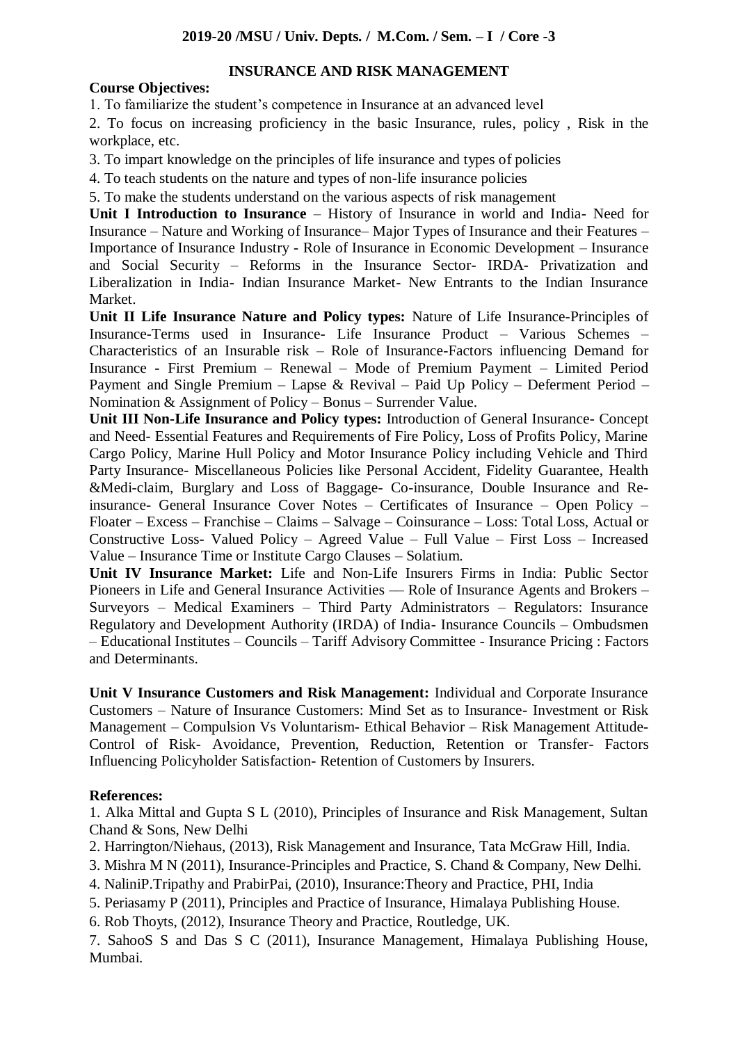**2019-20 /MSU / Univ. Depts. / M.Com. / Sem. – I / Core -3**

## INSURANCE AND RISK MANAGEMENT

**Course Objectives:**

1. To familiarize the student's competence in Insurance at an advanced level
2. To focus on increasing proficiency in the basic Insurance, rules, policy , Risk in the workplace, etc.
3. To impart knowledge on the principles of life insurance and types of policies
4. To teach students on the nature and types of non-life insurance policies
5. To make the students understand on the various aspects of risk management

**Unit I Introduction to Insurance** – History of Insurance in world and India- Need for Insurance – Nature and Working of Insurance– Major Types of Insurance and their Features – Importance of Insurance Industry - Role of Insurance in Economic Development – Insurance and Social Security – Reforms in the Insurance Sector- IRDA- Privatization and Liberalization in India- Indian Insurance Market- New Entrants to the Indian Insurance Market.

**Unit II Life Insurance Nature and Policy types:** Nature of Life Insurance-Principles of Insurance-Terms used in Insurance- Life Insurance Product – Various Schemes – Characteristics of an Insurable risk – Role of Insurance-Factors influencing Demand for Insurance - First Premium – Renewal – Mode of Premium Payment – Limited Period Payment and Single Premium – Lapse & Revival – Paid Up Policy – Deferment Period – Nomination & Assignment of Policy – Bonus – Surrender Value.

**Unit III Non-Life Insurance and Policy types:** Introduction of General Insurance- Concept and Need- Essential Features and Requirements of Fire Policy, Loss of Profits Policy, Marine Cargo Policy, Marine Hull Policy and Motor Insurance Policy including Vehicle and Third Party Insurance- Miscellaneous Policies like Personal Accident, Fidelity Guarantee, Health &Medi-claim, Burglary and Loss of Baggage- Co-insurance, Double Insurance and Re-insurance- General Insurance Cover Notes – Certificates of Insurance – Open Policy – Floater – Excess – Franchise – Claims – Salvage – Coinsurance – Loss: Total Loss, Actual or Constructive Loss- Valued Policy – Agreed Value – Full Value – First Loss – Increased Value – Insurance Time or Institute Cargo Clauses – Solatium.

**Unit IV Insurance Market:** Life and Non-Life Insurers Firms in India: Public Sector Pioneers in Life and General Insurance Activities –– Role of Insurance Agents and Brokers – Surveyors – Medical Examiners – Third Party Administrators – Regulators: Insurance Regulatory and Development Authority (IRDA) of India- Insurance Councils – Ombudsmen – Educational Institutes – Councils – Tariff Advisory Committee - Insurance Pricing : Factors and Determinants.

**Unit V Insurance Customers and Risk Management:** Individual and Corporate Insurance Customers – Nature of Insurance Customers: Mind Set as to Insurance- Investment or Risk Management – Compulsion Vs Voluntarism- Ethical Behavior – Risk Management Attitude- Control of Risk- Avoidance, Prevention, Reduction, Retention or Transfer- Factors Influencing Policyholder Satisfaction- Retention of Customers by Insurers.

**References:**

1. Alka Mittal and Gupta S L (2010), Principles of Insurance and Risk Management, Sultan Chand & Sons, New Delhi
2. Harrington/Niehaus, (2013), Risk Management and Insurance, Tata McGraw Hill, India.
3. Mishra M N (2011), Insurance-Principles and Practice, S. Chand & Company, New Delhi.
4. NaliniP.Tripathy and PrabirPai, (2010), Insurance:Theory and Practice, PHI, India
5. Periasamy P (2011), Principles and Practice of Insurance, Himalaya Publishing House.
6. Rob Thoyts, (2012), Insurance Theory and Practice, Routledge, UK.
7. SahooS S and Das S C (2011), Insurance Management, Himalaya Publishing House, Mumbai.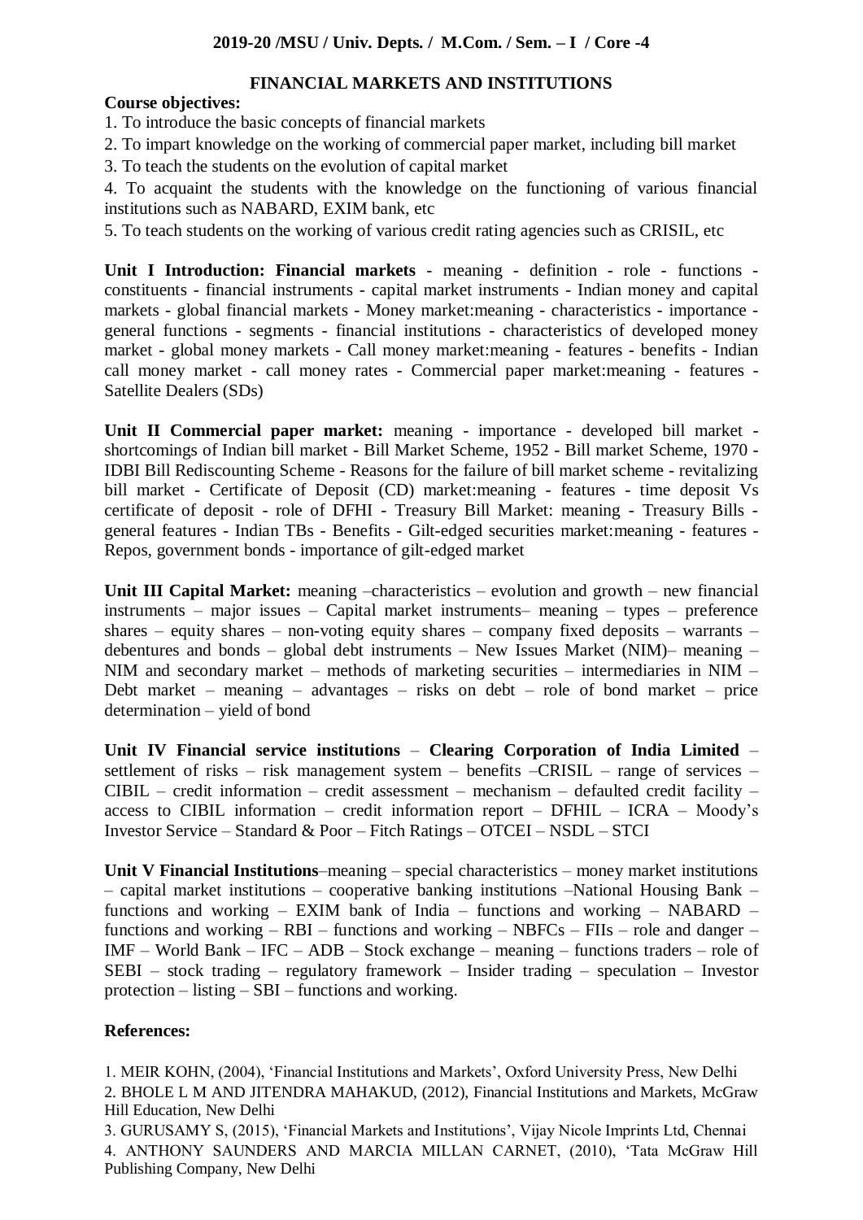**2019-20 /MSU / Univ. Depts. / M.Com. / Sem. – I / Core -4**

## FINANCIAL MARKETS AND INSTITUTIONS

**Course objectives:**

1. To introduce the basic concepts of financial markets
2. To impart knowledge on the working of commercial paper market, including bill market
3. To teach the students on the evolution of capital market
4. To acquaint the students with the knowledge on the functioning of various financial institutions such as NABARD, EXIM bank, etc
5. To teach students on the working of various credit rating agencies such as CRISIL, etc

**Unit I Introduction: Financial markets** - meaning - definition - role - functions - constituents - financial instruments - capital market instruments - Indian money and capital markets - global financial markets - Money market:meaning - characteristics - importance - general functions - segments - financial institutions - characteristics of developed money market - global money markets - Call money market:meaning - features - benefits - Indian call money market - call money rates - Commercial paper market:meaning - features - Satellite Dealers (SDs)

**Unit II Commercial paper market:** meaning - importance - developed bill market - shortcomings of Indian bill market - Bill Market Scheme, 1952 - Bill market Scheme, 1970 - IDBI Bill Rediscounting Scheme - Reasons for the failure of bill market scheme - revitalizing bill market - Certificate of Deposit (CD) market:meaning - features - time deposit Vs certificate of deposit - role of DFHI - Treasury Bill Market: meaning - Treasury Bills - general features - Indian TBs - Benefits - Gilt-edged securities market:meaning - features - Repos, government bonds - importance of gilt-edged market

**Unit III Capital Market:** meaning –characteristics – evolution and growth – new financial instruments – major issues – Capital market instruments– meaning – types – preference shares – equity shares – non-voting equity shares – company fixed deposits – warrants – debentures and bonds – global debt instruments – New Issues Market (NIM)– meaning – NIM and secondary market – methods of marketing securities – intermediaries in NIM – Debt market – meaning – advantages – risks on debt – role of bond market – price determination – yield of bond

**Unit IV Financial service institutions** – **Clearing Corporation of India Limited** – settlement of risks – risk management system – benefits –CRISIL – range of services – CIBIL – credit information – credit assessment – mechanism – defaulted credit facility – access to CIBIL information – credit information report – DFHIL – ICRA – Moody's Investor Service – Standard & Poor – Fitch Ratings – OTCEI – NSDL – STCI

**Unit V Financial Institutions**–meaning – special characteristics – money market institutions – capital market institutions – cooperative banking institutions –National Housing Bank – functions and working – EXIM bank of India – functions and working – NABARD – functions and working – RBI – functions and working – NBFCs – FIIs – role and danger – IMF – World Bank – IFC – ADB – Stock exchange – meaning – functions traders – role of SEBI – stock trading – regulatory framework – Insider trading – speculation – Investor protection – listing – SBI – functions and working.

**References:**

1. MEIR KOHN, (2004), 'Financial Institutions and Markets', Oxford University Press, New Delhi
2. BHOLE L M AND JITENDRA MAHAKUD, (2012), Financial Institutions and Markets, McGraw Hill Education, New Delhi
3. GURUSAMY S, (2015), 'Financial Markets and Institutions', Vijay Nicole Imprints Ltd, Chennai
4. ANTHONY SAUNDERS AND MARCIA MILLAN CARNET, (2010), 'Tata McGraw Hill Publishing Company, New Delhi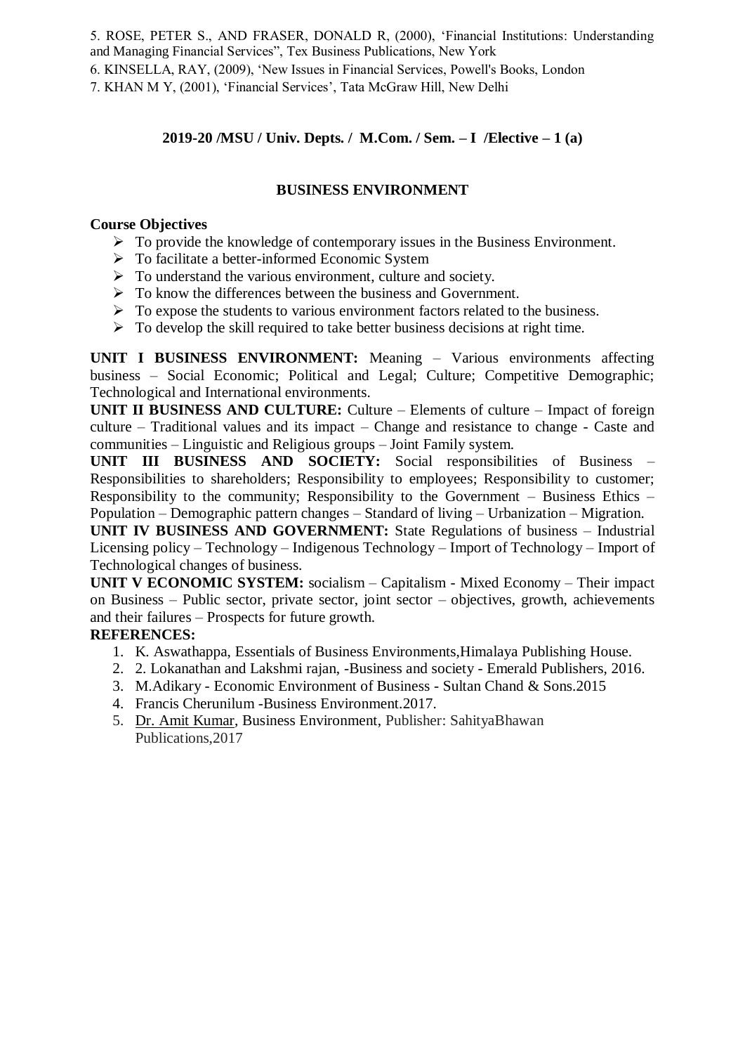5. ROSE, PETER S., AND FRASER, DONALD R, (2000), 'Financial Institutions: Understanding and Managing Financial Services", Tex Business Publications, New York

6. KINSELLA, RAY, (2009), 'New Issues in Financial Services, Powell's Books, London

7. KHAN M Y, (2001), 'Financial Services', Tata McGraw Hill, New Delhi

**2019-20 /MSU / Univ. Depts. / M.Com. / Sem. – I /Elective – 1 (a)**

## BUSINESS ENVIRONMENT

**Course Objectives**

- To provide the knowledge of contemporary issues in the Business Environment.
- To facilitate a better-informed Economic System
- To understand the various environment, culture and society.
- To know the differences between the business and Government.
- To expose the students to various environment factors related to the business.
- To develop the skill required to take better business decisions at right time.

**UNIT I BUSINESS ENVIRONMENT:** Meaning – Various environments affecting business – Social Economic; Political and Legal; Culture; Competitive Demographic; Technological and International environments.

**UNIT II BUSINESS AND CULTURE:** Culture – Elements of culture – Impact of foreign culture – Traditional values and its impact – Change and resistance to change - Caste and communities – Linguistic and Religious groups – Joint Family system.

**UNIT III BUSINESS AND SOCIETY:** Social responsibilities of Business – Responsibilities to shareholders; Responsibility to employees; Responsibility to customer; Responsibility to the community; Responsibility to the Government – Business Ethics – Population – Demographic pattern changes – Standard of living – Urbanization – Migration.

**UNIT IV BUSINESS AND GOVERNMENT:** State Regulations of business – Industrial Licensing policy – Technology – Indigenous Technology – Import of Technology – Import of Technological changes of business.

**UNIT V ECONOMIC SYSTEM:** socialism – Capitalism - Mixed Economy – Their impact on Business – Public sector, private sector, joint sector – objectives, growth, achievements and their failures – Prospects for future growth.

**REFERENCES:**

1. K. Aswathappa, Essentials of Business Environments,Himalaya Publishing House.
2. 2. Lokanathan and Lakshmi rajan, -Business and society - Emerald Publishers, 2016.
3. M.Adikary - Economic Environment of Business - Sultan Chand & Sons.2015
4. Francis Cherunilum -Business Environment.2017.
5. Dr. Amit Kumar, Business Environment, Publisher: SahityaBhawan Publications,2017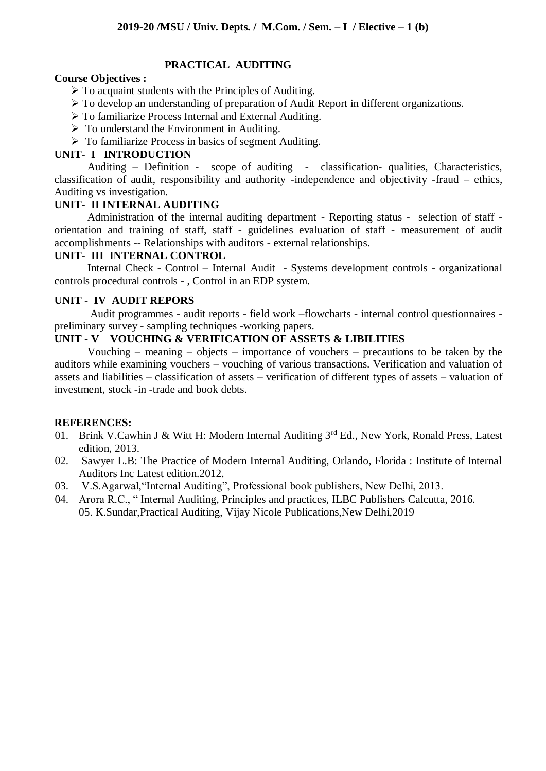**2019-20 /MSU / Univ. Depts. / M.Com. / Sem. – I / Elective – 1 (b)**

# PRACTICAL AUDITING

**Course Objectives :**

- To acquaint students with the Principles of Auditing.
- To develop an understanding of preparation of Audit Report in different organizations.
- To familiarize Process Internal and External Auditing.
- To understand the Environment in Auditing.
- To familiarize Process in basics of segment Auditing.

## UNIT- I INTRODUCTION

Auditing – Definition - scope of auditing - classification- qualities, Characteristics, classification of audit, responsibility and authority -independence and objectivity -fraud – ethics, Auditing vs investigation.

## UNIT- II INTERNAL AUDITING

Administration of the internal auditing department - Reporting status - selection of staff - orientation and training of staff, staff - guidelines evaluation of staff - measurement of audit accomplishments -- Relationships with auditors - external relationships.

## UNIT- III INTERNAL CONTROL

Internal Check - Control – Internal Audit - Systems development controls - organizational controls procedural controls - , Control in an EDP system.

## UNIT - IV AUDIT REPORS

Audit programmes - audit reports - field work –flowcharts - internal control questionnaires - preliminary survey - sampling techniques -working papers.

## UNIT - V VOUCHING & VERIFICATION OF ASSETS & LIBILITIES

Vouching – meaning – objects – importance of vouchers – precautions to be taken by the auditors while examining vouchers – vouching of various transactions. Verification and valuation of assets and liabilities – classification of assets – verification of different types of assets – valuation of investment, stock -in -trade and book debts.

## REFERENCES:

01. Brink V.Cawhin J & Witt H: Modern Internal Auditing 3rd Ed., New York, Ronald Press, Latest edition, 2013.
02. Sawyer L.B: The Practice of Modern Internal Auditing, Orlando, Florida : Institute of Internal Auditors Inc Latest edition.2012.
03. V.S.Agarwal,"Internal Auditing", Professional book publishers, New Delhi, 2013.
04. Arora R.C., " Internal Auditing, Principles and practices, ILBC Publishers Calcutta, 2016.
05. K.Sundar,Practical Auditing, Vijay Nicole Publications,New Delhi,2019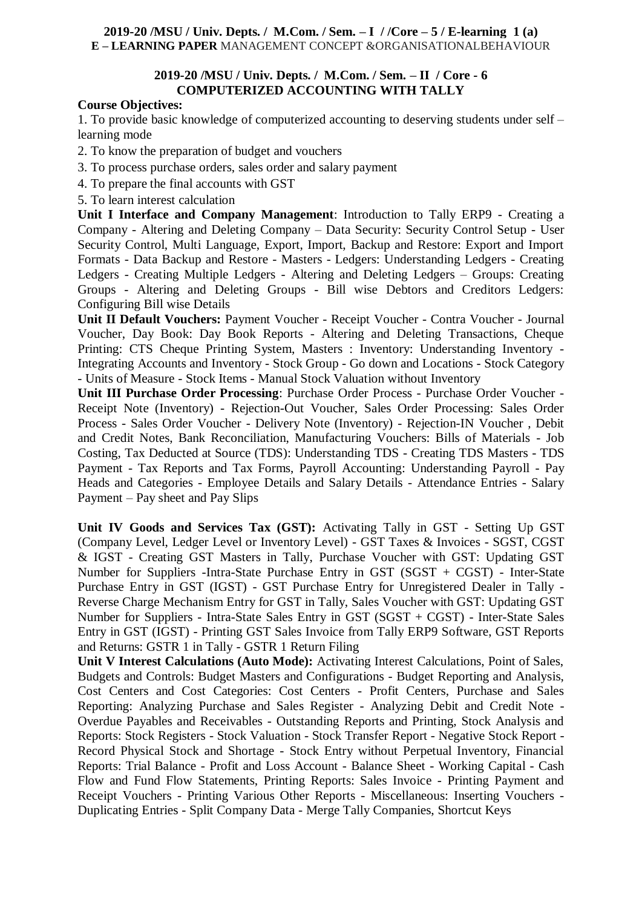**2019-20 /MSU / Univ. Depts. / M.Com. / Sem. – I / /Core – 5 / E-learning 1 (a)**
**E – LEARNING PAPER** MANAGEMENT CONCEPT &ORGANISATIONALBEHAVIOUR

**2019-20 /MSU / Univ. Depts. / M.Com. / Sem. – II / Core - 6**
**COMPUTERIZED ACCOUNTING WITH TALLY**

**Course Objectives:**

1. To provide basic knowledge of computerized accounting to deserving students under self – learning mode
2. To know the preparation of budget and vouchers
3. To process purchase orders, sales order and salary payment
4. To prepare the final accounts with GST
5. To learn interest calculation

**Unit I Interface and Company Management**: Introduction to Tally ERP9 - Creating a Company - Altering and Deleting Company – Data Security: Security Control Setup - User Security Control, Multi Language, Export, Import, Backup and Restore: Export and Import Formats - Data Backup and Restore - Masters - Ledgers: Understanding Ledgers - Creating Ledgers - Creating Multiple Ledgers - Altering and Deleting Ledgers – Groups: Creating Groups - Altering and Deleting Groups - Bill wise Debtors and Creditors Ledgers: Configuring Bill wise Details

**Unit II Default Vouchers:** Payment Voucher - Receipt Voucher - Contra Voucher - Journal Voucher, Day Book: Day Book Reports - Altering and Deleting Transactions, Cheque Printing: CTS Cheque Printing System, Masters : Inventory: Understanding Inventory - Integrating Accounts and Inventory - Stock Group - Go down and Locations - Stock Category - Units of Measure - Stock Items - Manual Stock Valuation without Inventory

**Unit III Purchase Order Processing**: Purchase Order Process - Purchase Order Voucher - Receipt Note (Inventory) - Rejection-Out Voucher, Sales Order Processing: Sales Order Process - Sales Order Voucher - Delivery Note (Inventory) - Rejection-IN Voucher , Debit and Credit Notes, Bank Reconciliation, Manufacturing Vouchers: Bills of Materials - Job Costing, Tax Deducted at Source (TDS): Understanding TDS - Creating TDS Masters - TDS Payment - Tax Reports and Tax Forms, Payroll Accounting: Understanding Payroll - Pay Heads and Categories - Employee Details and Salary Details - Attendance Entries - Salary Payment – Pay sheet and Pay Slips

**Unit IV Goods and Services Tax (GST):** Activating Tally in GST - Setting Up GST (Company Level, Ledger Level or Inventory Level) - GST Taxes & Invoices - SGST, CGST & IGST - Creating GST Masters in Tally, Purchase Voucher with GST: Updating GST Number for Suppliers -Intra-State Purchase Entry in GST (SGST + CGST) - Inter-State Purchase Entry in GST (IGST) - GST Purchase Entry for Unregistered Dealer in Tally - Reverse Charge Mechanism Entry for GST in Tally, Sales Voucher with GST: Updating GST Number for Suppliers - Intra-State Sales Entry in GST (SGST + CGST) - Inter-State Sales Entry in GST (IGST) - Printing GST Sales Invoice from Tally ERP9 Software, GST Reports and Returns: GSTR 1 in Tally - GSTR 1 Return Filing

**Unit V Interest Calculations (Auto Mode):** Activating Interest Calculations, Point of Sales, Budgets and Controls: Budget Masters and Configurations - Budget Reporting and Analysis, Cost Centers and Cost Categories: Cost Centers - Profit Centers, Purchase and Sales Reporting: Analyzing Purchase and Sales Register - Analyzing Debit and Credit Note - Overdue Payables and Receivables - Outstanding Reports and Printing, Stock Analysis and Reports: Stock Registers - Stock Valuation - Stock Transfer Report - Negative Stock Report - Record Physical Stock and Shortage - Stock Entry without Perpetual Inventory, Financial Reports: Trial Balance - Profit and Loss Account - Balance Sheet - Working Capital - Cash Flow and Fund Flow Statements, Printing Reports: Sales Invoice - Printing Payment and Receipt Vouchers - Printing Various Other Reports - Miscellaneous: Inserting Vouchers - Duplicating Entries - Split Company Data - Merge Tally Companies, Shortcut Keys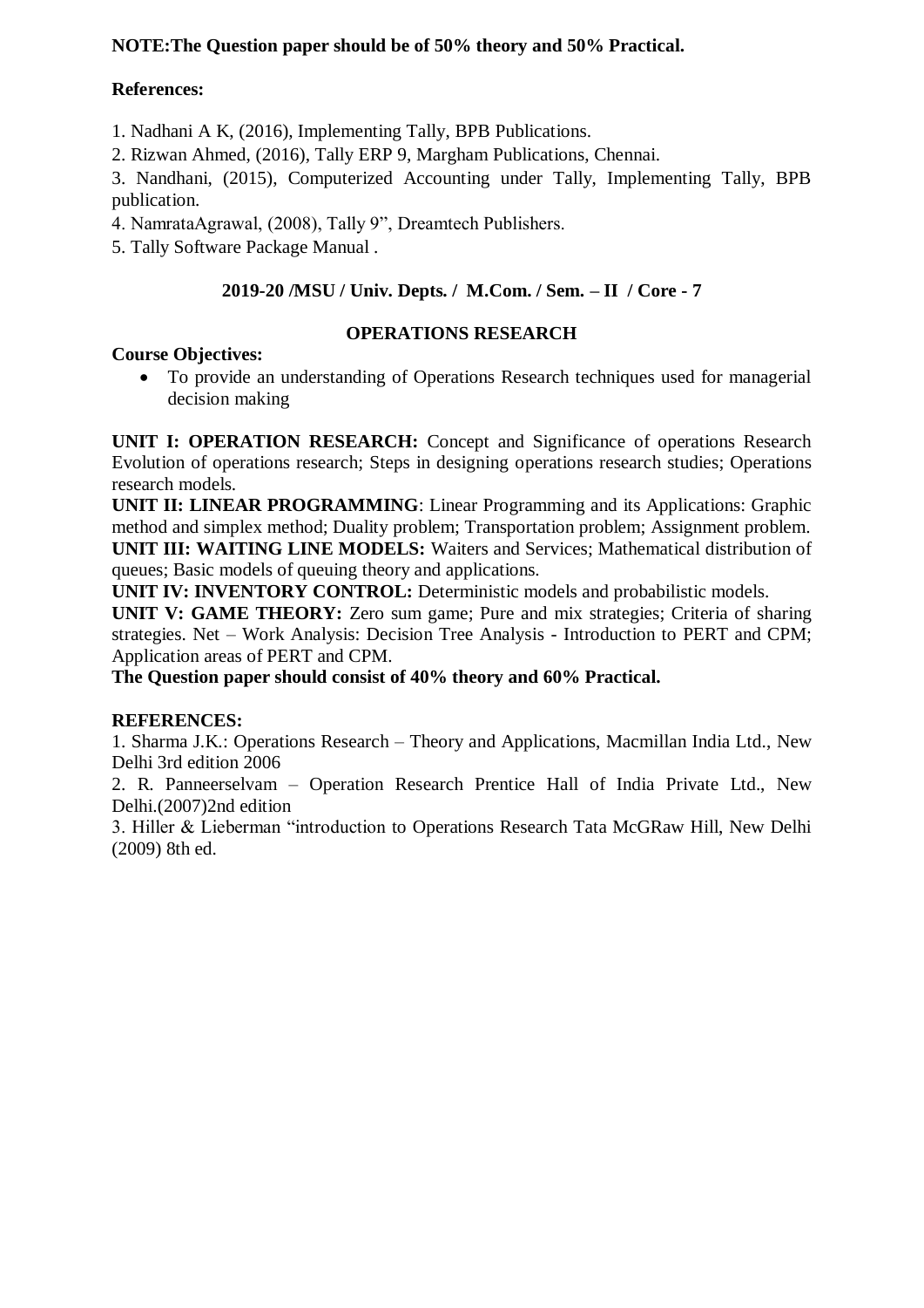**NOTE:The Question paper should be of 50% theory and 50% Practical.**

**References:**

1. Nadhani A K, (2016), Implementing Tally, BPB Publications.
2. Rizwan Ahmed, (2016), Tally ERP 9, Margham Publications, Chennai.
3. Nandhani, (2015), Computerized Accounting under Tally, Implementing Tally, BPB publication.
4. NamrataAgrawal, (2008), Tally 9", Dreamtech Publishers.
5. Tally Software Package Manual .

**2019-20 /MSU / Univ. Depts. / M.Com. / Sem. – II / Core - 7**

**OPERATIONS RESEARCH**

**Course Objectives:**

- To provide an understanding of Operations Research techniques used for managerial decision making

**UNIT I: OPERATION RESEARCH:** Concept and Significance of operations Research Evolution of operations research; Steps in designing operations research studies; Operations research models.

**UNIT II: LINEAR PROGRAMMING**: Linear Programming and its Applications: Graphic method and simplex method; Duality problem; Transportation problem; Assignment problem.

**UNIT III: WAITING LINE MODELS:** Waiters and Services; Mathematical distribution of queues; Basic models of queuing theory and applications.

**UNIT IV: INVENTORY CONTROL:** Deterministic models and probabilistic models.

**UNIT V: GAME THEORY:** Zero sum game; Pure and mix strategies; Criteria of sharing strategies. Net – Work Analysis: Decision Tree Analysis - Introduction to PERT and CPM; Application areas of PERT and CPM.

**The Question paper should consist of 40% theory and 60% Practical.**

**REFERENCES:**

1. Sharma J.K.: Operations Research – Theory and Applications, Macmillan India Ltd., New Delhi 3rd edition 2006
2. R. Panneerselvam – Operation Research Prentice Hall of India Private Ltd., New Delhi.(2007)2nd edition
3. Hiller & Lieberman "introduction to Operations Research Tata McGRaw Hill, New Delhi (2009) 8th ed.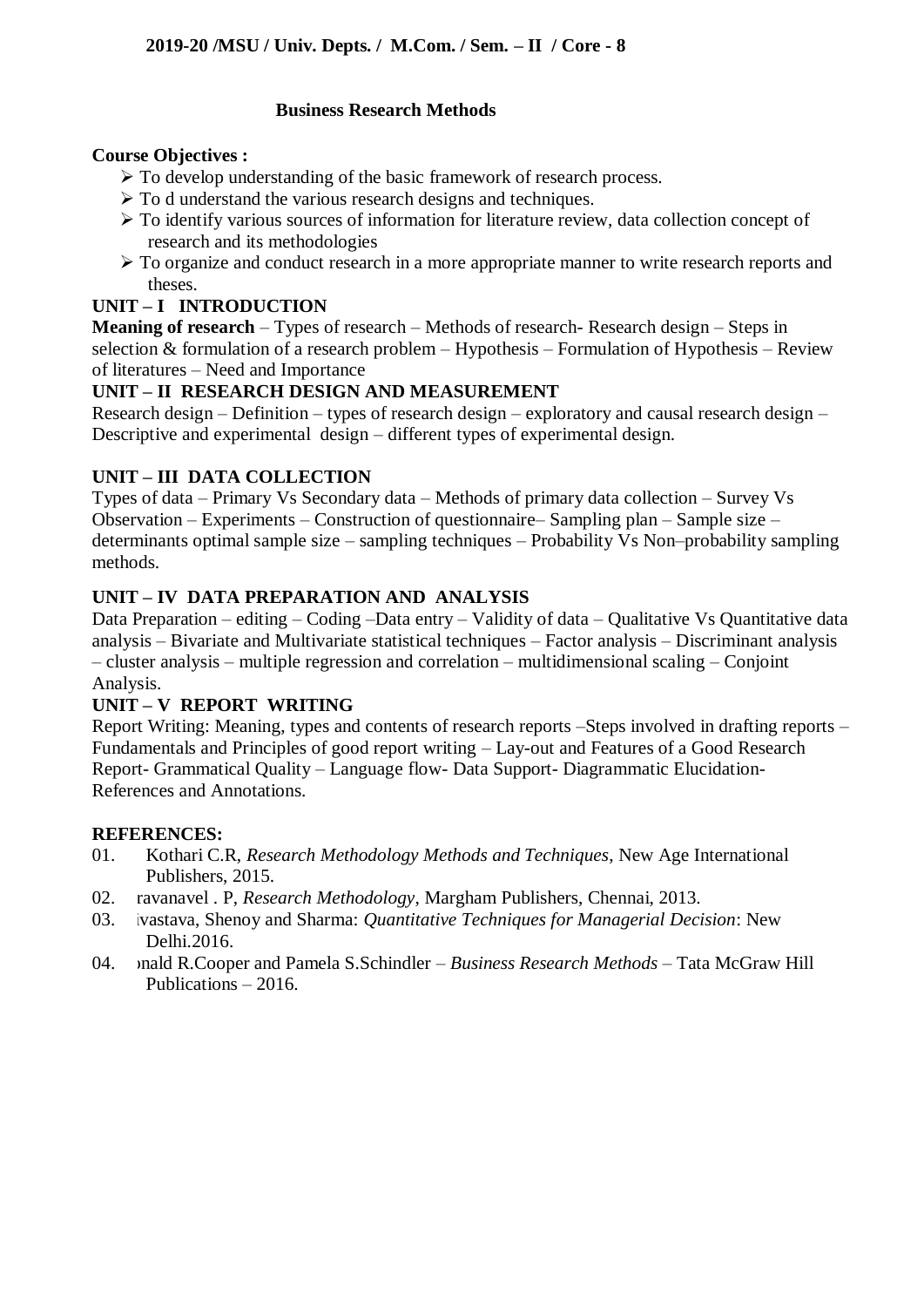**2019-20 /MSU / Univ. Depts. / M.Com. / Sem. – II / Core - 8**

## Business Research Methods

**Course Objectives :**

- To develop understanding of the basic framework of research process.
- To d understand the various research designs and techniques.
- To identify various sources of information for literature review, data collection concept of research and its methodologies
- To organize and conduct research in a more appropriate manner to write research reports and theses.

### UNIT – I INTRODUCTION

**Meaning of research** – Types of research – Methods of research- Research design – Steps in selection & formulation of a research problem – Hypothesis – Formulation of Hypothesis – Review of literatures – Need and Importance

### UNIT – II RESEARCH DESIGN AND MEASUREMENT

Research design – Definition – types of research design – exploratory and causal research design – Descriptive and experimental design – different types of experimental design.

### UNIT – III DATA COLLECTION

Types of data – Primary Vs Secondary data – Methods of primary data collection – Survey Vs Observation – Experiments – Construction of questionnaire– Sampling plan – Sample size – determinants optimal sample size – sampling techniques – Probability Vs Non–probability sampling methods.

### UNIT – IV DATA PREPARATION AND ANALYSIS

Data Preparation – editing – Coding –Data entry – Validity of data – Qualitative Vs Quantitative data analysis – Bivariate and Multivariate statistical techniques – Factor analysis – Discriminant analysis – cluster analysis – multiple regression and correlation – multidimensional scaling – Conjoint Analysis.

### UNIT – V REPORT WRITING

Report Writing: Meaning, types and contents of research reports –Steps involved in drafting reports – Fundamentals and Principles of good report writing – Lay-out and Features of a Good Research Report- Grammatical Quality – Language flow- Data Support- Diagrammatic Elucidation- References and Annotations.

### REFERENCES:

01. Kothari C.R, *Research Methodology Methods and Techniques*, New Age International Publishers, 2015.
02. ravanavel . P, *Research Methodology*, Margham Publishers, Chennai, 2013.
03. ivastava, Shenoy and Sharma: *Quantitative Techniques for Managerial Decision*: New Delhi.2016.
04. onald R.Cooper and Pamela S.Schindler – *Business Research Methods* – Tata McGraw Hill Publications – 2016.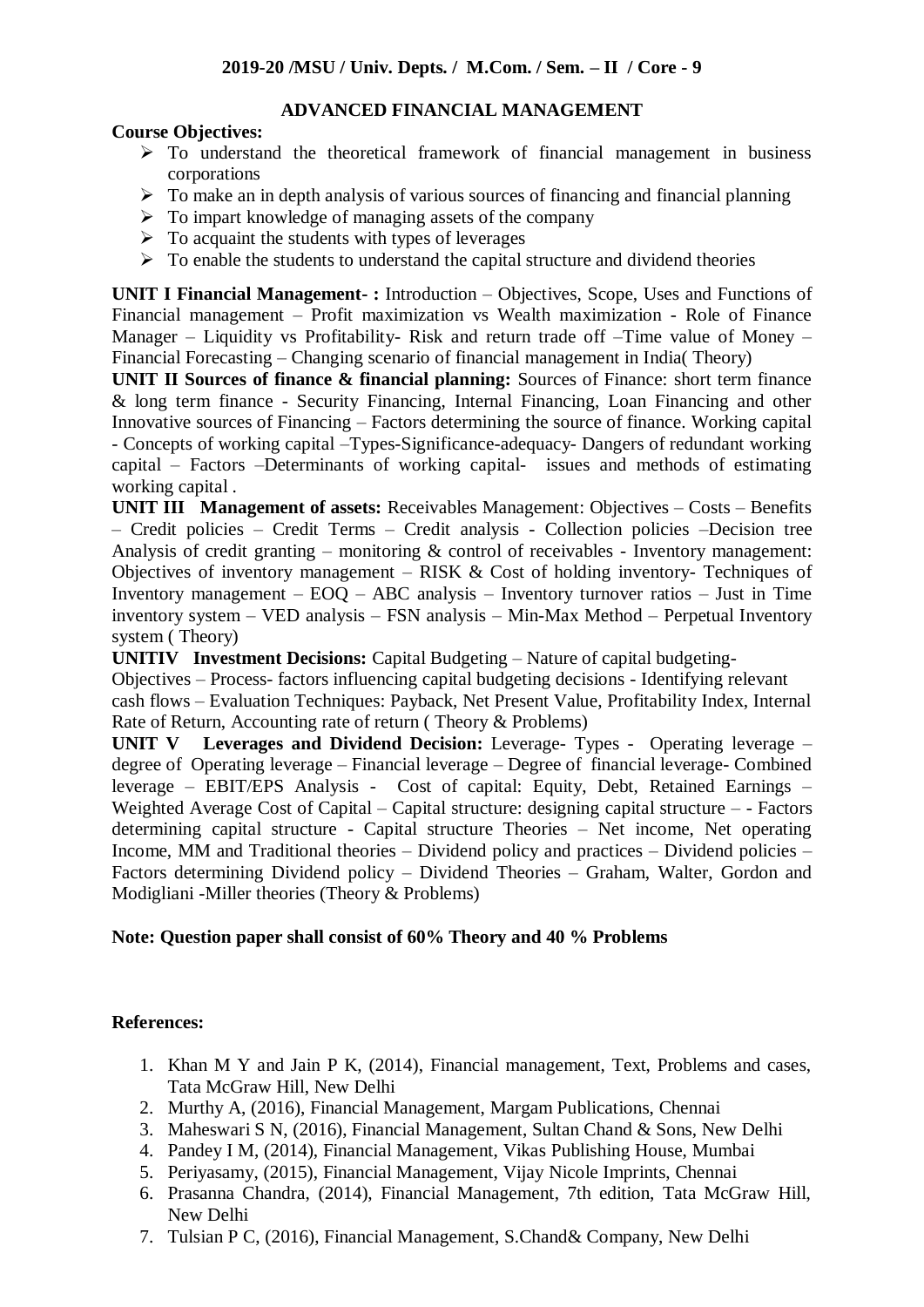**2019-20 /MSU / Univ. Depts. / M.Com. / Sem. – II / Core - 9**

# ADVANCED FINANCIAL MANAGEMENT

**Course Objectives:**

- To understand the theoretical framework of financial management in business corporations
- To make an in depth analysis of various sources of financing and financial planning
- To impart knowledge of managing assets of the company
- To acquaint the students with types of leverages
- To enable the students to understand the capital structure and dividend theories

**UNIT I Financial Management- :** Introduction – Objectives, Scope, Uses and Functions of Financial management – Profit maximization vs Wealth maximization - Role of Finance Manager – Liquidity vs Profitability- Risk and return trade off –Time value of Money – Financial Forecasting – Changing scenario of financial management in India( Theory)

**UNIT II Sources of finance & financial planning:** Sources of Finance: short term finance & long term finance - Security Financing, Internal Financing, Loan Financing and other Innovative sources of Financing – Factors determining the source of finance. Working capital - Concepts of working capital –Types-Significance-adequacy- Dangers of redundant working capital – Factors –Determinants of working capital- issues and methods of estimating working capital .

**UNIT III Management of assets:** Receivables Management: Objectives – Costs – Benefits – Credit policies – Credit Terms – Credit analysis - Collection policies –Decision tree Analysis of credit granting – monitoring & control of receivables - Inventory management: Objectives of inventory management – RISK & Cost of holding inventory- Techniques of Inventory management – EOQ – ABC analysis – Inventory turnover ratios – Just in Time inventory system – VED analysis – FSN analysis – Min-Max Method – Perpetual Inventory system ( Theory)

**UNITIV Investment Decisions:** Capital Budgeting – Nature of capital budgeting- Objectives – Process- factors influencing capital budgeting decisions - Identifying relevant cash flows – Evaluation Techniques: Payback, Net Present Value, Profitability Index, Internal Rate of Return, Accounting rate of return ( Theory & Problems)

**UNIT V Leverages and Dividend Decision:** Leverage- Types - Operating leverage – degree of Operating leverage – Financial leverage – Degree of financial leverage- Combined leverage – EBIT/EPS Analysis - Cost of capital: Equity, Debt, Retained Earnings – Weighted Average Cost of Capital – Capital structure: designing capital structure – - Factors determining capital structure - Capital structure Theories – Net income, Net operating Income, MM and Traditional theories – Dividend policy and practices – Dividend policies – Factors determining Dividend policy – Dividend Theories – Graham, Walter, Gordon and Modigliani -Miller theories (Theory & Problems)

**Note: Question paper shall consist of 60% Theory and 40 % Problems**

**References:**

1. Khan M Y and Jain P K, (2014), Financial management, Text, Problems and cases, Tata McGraw Hill, New Delhi
2. Murthy A, (2016), Financial Management, Margam Publications, Chennai
3. Maheswari S N, (2016), Financial Management, Sultan Chand & Sons, New Delhi
4. Pandey I M, (2014), Financial Management, Vikas Publishing House, Mumbai
5. Periyasamy, (2015), Financial Management, Vijay Nicole Imprints, Chennai
6. Prasanna Chandra, (2014), Financial Management, 7th edition, Tata McGraw Hill, New Delhi
7. Tulsian P C, (2016), Financial Management, S.Chand& Company, New Delhi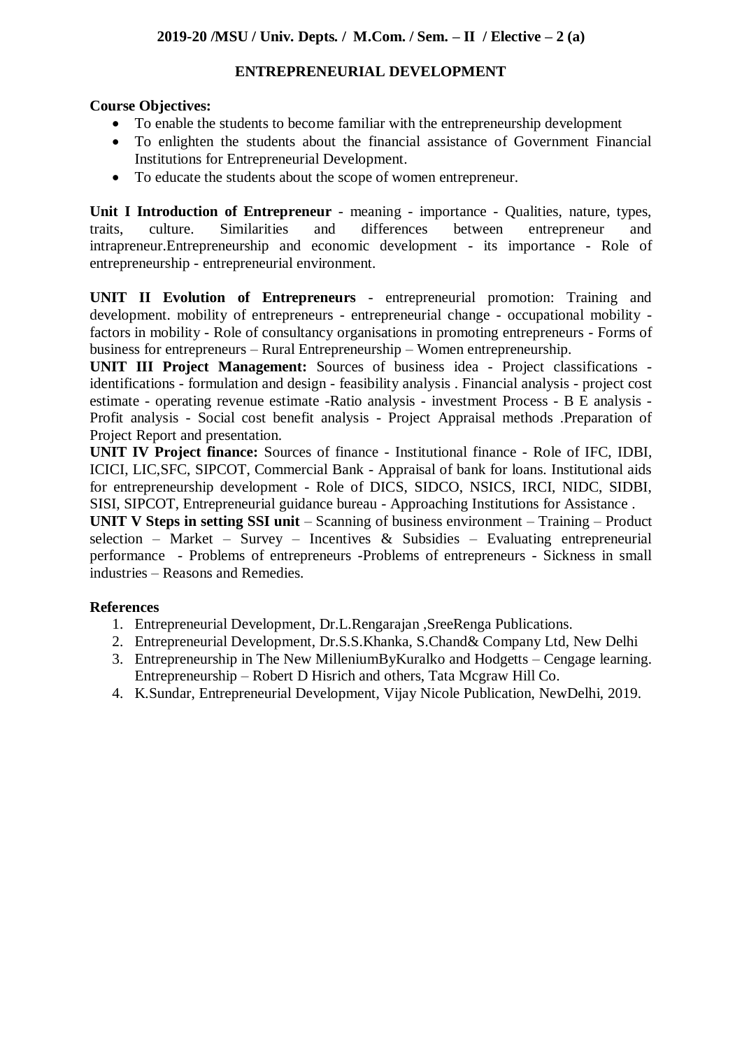**2019-20 /MSU / Univ. Depts. / M.Com. / Sem. – II / Elective – 2 (a)**

# ENTREPRENEURIAL DEVELOPMENT

**Course Objectives:**

- To enable the students to become familiar with the entrepreneurship development
- To enlighten the students about the financial assistance of Government Financial Institutions for Entrepreneurial Development.
- To educate the students about the scope of women entrepreneur.

**Unit I Introduction of Entrepreneur** - meaning - importance - Qualities, nature, types, traits, culture. Similarities and differences between entrepreneur and intrapreneur.Entrepreneurship and economic development - its importance - Role of entrepreneurship - entrepreneurial environment.

**UNIT II Evolution of Entrepreneurs** - entrepreneurial promotion: Training and development. mobility of entrepreneurs - entrepreneurial change - occupational mobility - factors in mobility - Role of consultancy organisations in promoting entrepreneurs - Forms of business for entrepreneurs – Rural Entrepreneurship – Women entrepreneurship.

**UNIT III Project Management:** Sources of business idea - Project classifications - identifications - formulation and design - feasibility analysis . Financial analysis - project cost estimate - operating revenue estimate -Ratio analysis - investment Process - B E analysis - Profit analysis - Social cost benefit analysis - Project Appraisal methods .Preparation of Project Report and presentation.

**UNIT IV Project finance:** Sources of finance - Institutional finance - Role of IFC, IDBI, ICICI, LIC,SFC, SIPCOT, Commercial Bank - Appraisal of bank for loans. Institutional aids for entrepreneurship development - Role of DICS, SIDCO, NSICS, IRCI, NIDC, SIDBI, SISI, SIPCOT, Entrepreneurial guidance bureau - Approaching Institutions for Assistance .

**UNIT V Steps in setting SSI unit** – Scanning of business environment – Training – Product selection – Market – Survey – Incentives & Subsidies – Evaluating entrepreneurial performance - Problems of entrepreneurs -Problems of entrepreneurs - Sickness in small industries – Reasons and Remedies.

**References**

1. Entrepreneurial Development, Dr.L.Rengarajan ,SreeRenga Publications.
2. Entrepreneurial Development, Dr.S.S.Khanka, S.Chand& Company Ltd, New Delhi
3. Entrepreneurship in The New MilleniumByKuralko and Hodgetts – Cengage learning. Entrepreneurship – Robert D Hisrich and others, Tata Mcgraw Hill Co.
4. K.Sundar, Entrepreneurial Development, Vijay Nicole Publication, NewDelhi, 2019.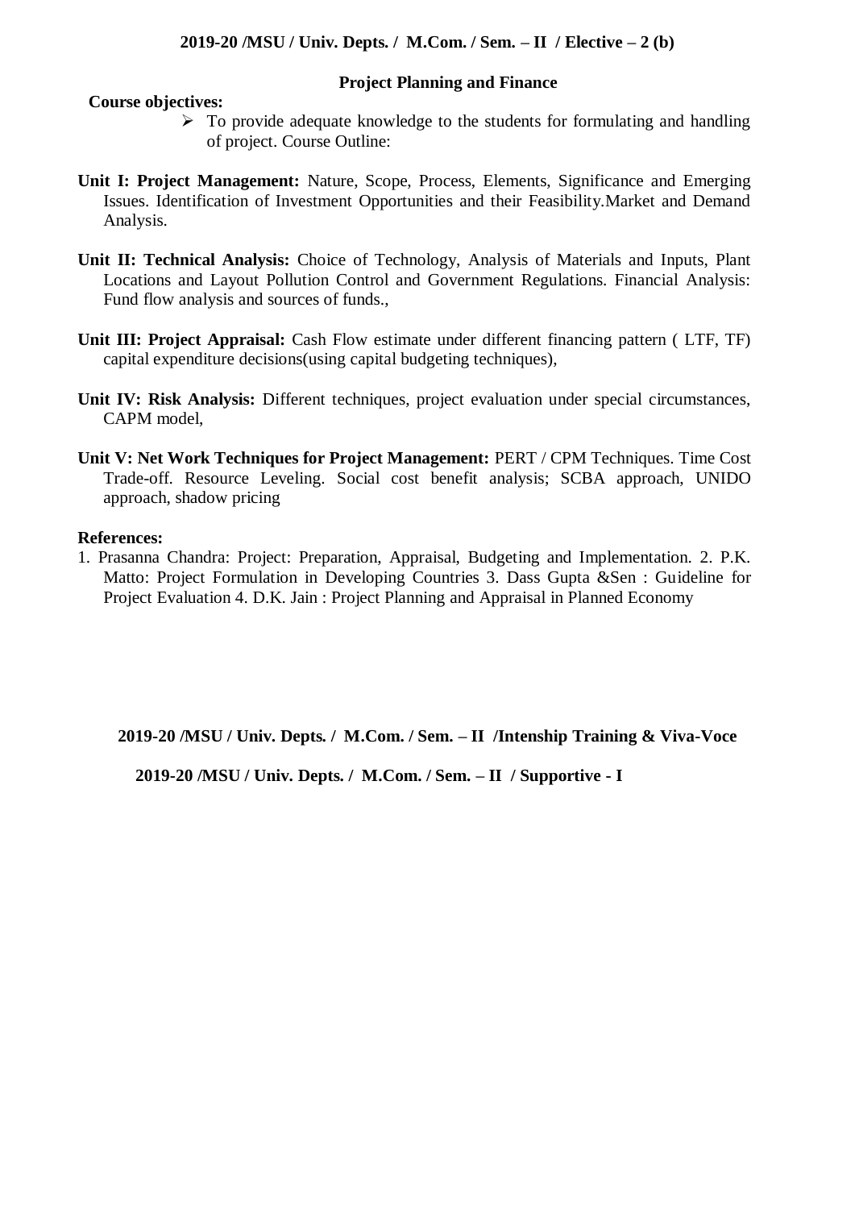**2019-20 /MSU / Univ. Depts. / M.Com. / Sem. – II / Elective – 2 (b)**

**Project Planning and Finance**

**Course objectives:**

- To provide adequate knowledge to the students for formulating and handling of project. Course Outline:

**Unit I: Project Management:** Nature, Scope, Process, Elements, Significance and Emerging Issues. Identification of Investment Opportunities and their Feasibility.Market and Demand Analysis.

**Unit II: Technical Analysis:** Choice of Technology, Analysis of Materials and Inputs, Plant Locations and Layout Pollution Control and Government Regulations. Financial Analysis: Fund flow analysis and sources of funds.,

**Unit III: Project Appraisal:** Cash Flow estimate under different financing pattern ( LTF, TF) capital expenditure decisions(using capital budgeting techniques),

**Unit IV: Risk Analysis:** Different techniques, project evaluation under special circumstances, CAPM model,

**Unit V: Net Work Techniques for Project Management:** PERT / CPM Techniques. Time Cost Trade-off. Resource Leveling. Social cost benefit analysis; SCBA approach, UNIDO approach, shadow pricing

**References:**

1. Prasanna Chandra: Project: Preparation, Appraisal, Budgeting and Implementation. 2. P.K. Matto: Project Formulation in Developing Countries 3. Dass Gupta &Sen : Guideline for Project Evaluation 4. D.K. Jain : Project Planning and Appraisal in Planned Economy

**2019-20 /MSU / Univ. Depts. / M.Com. / Sem. – II /Intenship Training & Viva-Voce**

**2019-20 /MSU / Univ. Depts. / M.Com. / Sem. – II / Supportive - I**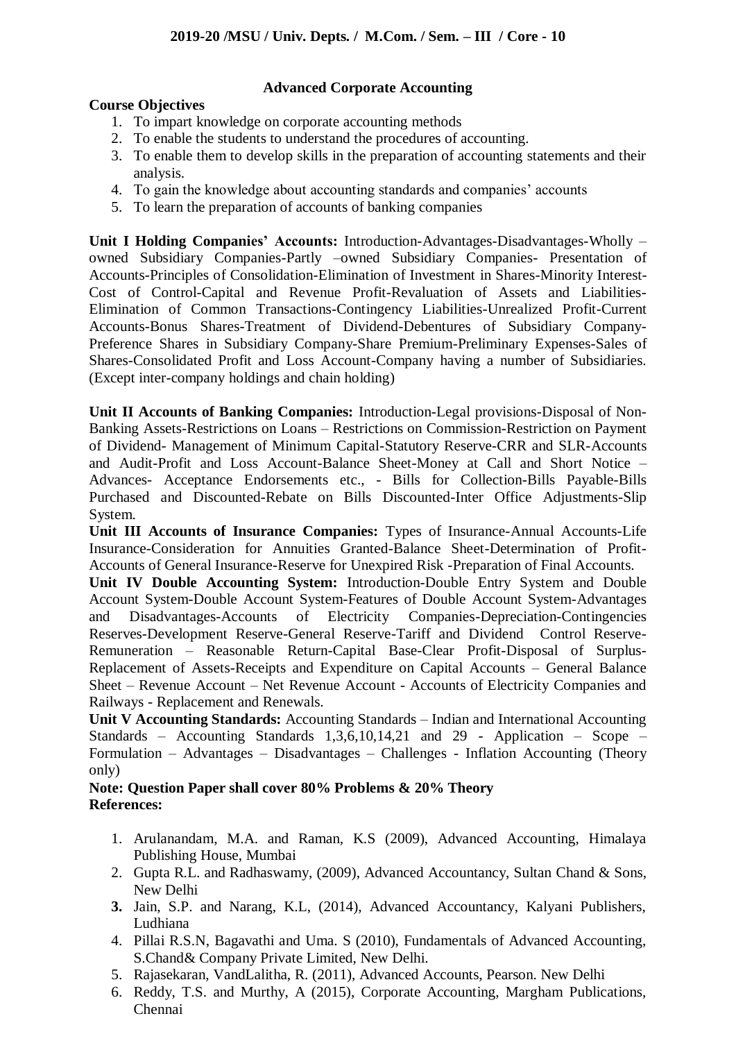**2019-20 /MSU / Univ. Depts. / M.Com. / Sem. – III / Core - 10**

## Advanced Corporate Accounting

**Course Objectives**

1. To impart knowledge on corporate accounting methods
2. To enable the students to understand the procedures of accounting.
3. To enable them to develop skills in the preparation of accounting statements and their analysis.
4. To gain the knowledge about accounting standards and companies' accounts
5. To learn the preparation of accounts of banking companies

**Unit I Holding Companies' Accounts:** Introduction-Advantages-Disadvantages-Wholly – owned Subsidiary Companies-Partly –owned Subsidiary Companies- Presentation of Accounts-Principles of Consolidation-Elimination of Investment in Shares-Minority Interest-Cost of Control-Capital and Revenue Profit-Revaluation of Assets and Liabilities-Elimination of Common Transactions-Contingency Liabilities-Unrealized Profit-Current Accounts-Bonus Shares-Treatment of Dividend-Debentures of Subsidiary Company-Preference Shares in Subsidiary Company-Share Premium-Preliminary Expenses-Sales of Shares-Consolidated Profit and Loss Account-Company having a number of Subsidiaries. (Except inter-company holdings and chain holding)

**Unit II Accounts of Banking Companies:** Introduction-Legal provisions-Disposal of Non-Banking Assets-Restrictions on Loans – Restrictions on Commission-Restriction on Payment of Dividend- Management of Minimum Capital-Statutory Reserve-CRR and SLR-Accounts and Audit-Profit and Loss Account-Balance Sheet-Money at Call and Short Notice – Advances- Acceptance Endorsements etc., - Bills for Collection-Bills Payable-Bills Purchased and Discounted-Rebate on Bills Discounted-Inter Office Adjustments-Slip System.

**Unit III Accounts of Insurance Companies:** Types of Insurance-Annual Accounts-Life Insurance-Consideration for Annuities Granted-Balance Sheet-Determination of Profit-Accounts of General Insurance-Reserve for Unexpired Risk -Preparation of Final Accounts.

**Unit IV Double Accounting System:** Introduction-Double Entry System and Double Account System-Double Account System-Features of Double Account System-Advantages and Disadvantages-Accounts of Electricity Companies-Depreciation-Contingencies Reserves-Development Reserve-General Reserve-Tariff and Dividend Control Reserve-Remuneration – Reasonable Return-Capital Base-Clear Profit-Disposal of Surplus-Replacement of Assets-Receipts and Expenditure on Capital Accounts – General Balance Sheet – Revenue Account – Net Revenue Account - Accounts of Electricity Companies and Railways - Replacement and Renewals.

**Unit V Accounting Standards:** Accounting Standards – Indian and International Accounting Standards – Accounting Standards 1,3,6,10,14,21 and 29 - Application – Scope – Formulation – Advantages – Disadvantages – Challenges - Inflation Accounting (Theory only)

**Note: Question Paper shall cover 80% Problems & 20% Theory**

**References:**

1. Arulanandam, M.A. and Raman, K.S (2009), Advanced Accounting, Himalaya Publishing House, Mumbai
2. Gupta R.L. and Radhaswamy, (2009), Advanced Accountancy, Sultan Chand & Sons, New Delhi
3. Jain, S.P. and Narang, K.L, (2014), Advanced Accountancy, Kalyani Publishers, Ludhiana
4. Pillai R.S.N, Bagavathi and Uma. S (2010), Fundamentals of Advanced Accounting, S.Chand& Company Private Limited, New Delhi.
5. Rajasekaran, VandLalitha, R. (2011), Advanced Accounts, Pearson. New Delhi
6. Reddy, T.S. and Murthy, A (2015), Corporate Accounting, Margham Publications, Chennai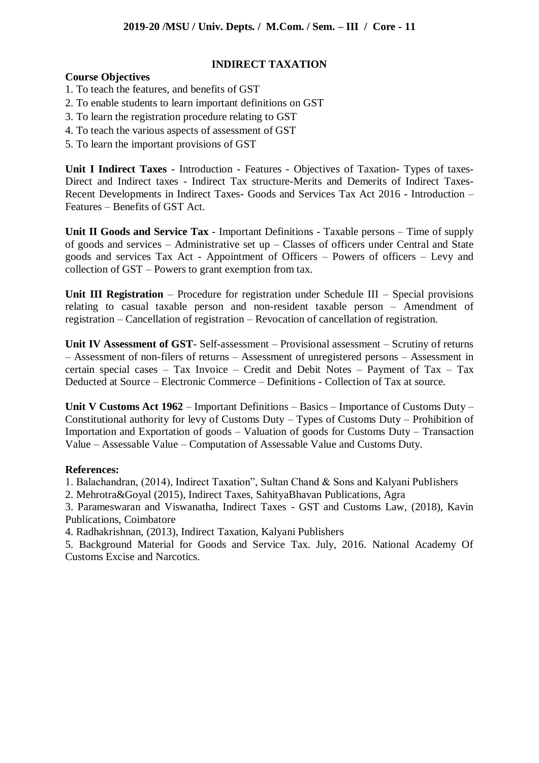2019-20 /MSU / Univ. Depts. / M.Com. / Sem. – III / Core - 11

## INDIRECT TAXATION

**Course Objectives**

1. To teach the features, and benefits of GST
2. To enable students to learn important definitions on GST
3. To learn the registration procedure relating to GST
4. To teach the various aspects of assessment of GST
5. To learn the important provisions of GST

**Unit I Indirect Taxes** - Introduction - Features - Objectives of Taxation- Types of taxes- Direct and Indirect taxes - Indirect Tax structure-Merits and Demerits of Indirect Taxes- Recent Developments in Indirect Taxes- Goods and Services Tax Act 2016 - Introduction – Features – Benefits of GST Act.

**Unit II Goods and Service Tax** - Important Definitions - Taxable persons – Time of supply of goods and services – Administrative set up – Classes of officers under Central and State goods and services Tax Act - Appointment of Officers – Powers of officers – Levy and collection of GST – Powers to grant exemption from tax.

**Unit III Registration** – Procedure for registration under Schedule III – Special provisions relating to casual taxable person and non-resident taxable person – Amendment of registration – Cancellation of registration – Revocation of cancellation of registration.

**Unit IV Assessment of GST**- Self-assessment – Provisional assessment – Scrutiny of returns – Assessment of non-filers of returns – Assessment of unregistered persons – Assessment in certain special cases – Tax Invoice – Credit and Debit Notes – Payment of Tax – Tax Deducted at Source – Electronic Commerce – Definitions - Collection of Tax at source.

**Unit V Customs Act 1962** – Important Definitions – Basics – Importance of Customs Duty – Constitutional authority for levy of Customs Duty – Types of Customs Duty – Prohibition of Importation and Exportation of goods – Valuation of goods for Customs Duty – Transaction Value – Assessable Value – Computation of Assessable Value and Customs Duty.

**References:**

1. Balachandran, (2014), Indirect Taxation", Sultan Chand & Sons and Kalyani Publishers
2. Mehrotra&Goyal (2015), Indirect Taxes, SahityaBhavan Publications, Agra
3. Parameswaran and Viswanatha, Indirect Taxes - GST and Customs Law, (2018), Kavin Publications, Coimbatore
4. Radhakrishnan, (2013), Indirect Taxation, Kalyani Publishers
5. Background Material for Goods and Service Tax. July, 2016. National Academy Of Customs Excise and Narcotics.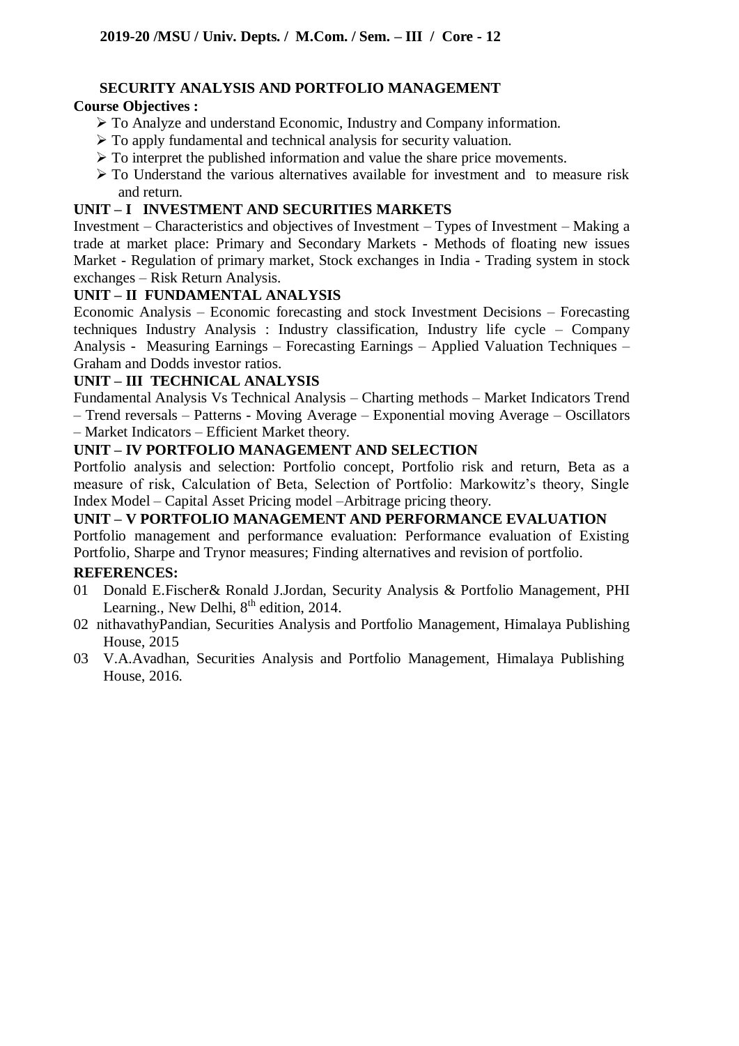**2019-20 /MSU / Univ. Depts. / M.Com. / Sem. – III / Core - 12**

## SECURITY ANALYSIS AND PORTFOLIO MANAGEMENT

**Course Objectives :**

- To Analyze and understand Economic, Industry and Company information.
- To apply fundamental and technical analysis for security valuation.
- To interpret the published information and value the share price movements.
- To Understand the various alternatives available for investment and to measure risk and return.

### UNIT – I INVESTMENT AND SECURITIES MARKETS

Investment – Characteristics and objectives of Investment – Types of Investment – Making a trade at market place: Primary and Secondary Markets - Methods of floating new issues Market - Regulation of primary market, Stock exchanges in India - Trading system in stock exchanges – Risk Return Analysis.

### UNIT – II FUNDAMENTAL ANALYSIS

Economic Analysis – Economic forecasting and stock Investment Decisions – Forecasting techniques Industry Analysis : Industry classification, Industry life cycle – Company Analysis - Measuring Earnings – Forecasting Earnings – Applied Valuation Techniques – Graham and Dodds investor ratios.

### UNIT – III TECHNICAL ANALYSIS

Fundamental Analysis Vs Technical Analysis – Charting methods – Market Indicators Trend – Trend reversals – Patterns - Moving Average – Exponential moving Average – Oscillators – Market Indicators – Efficient Market theory.

### UNIT – IV PORTFOLIO MANAGEMENT AND SELECTION

Portfolio analysis and selection: Portfolio concept, Portfolio risk and return, Beta as a measure of risk, Calculation of Beta, Selection of Portfolio: Markowitz's theory, Single Index Model – Capital Asset Pricing model –Arbitrage pricing theory.

### UNIT – V PORTFOLIO MANAGEMENT AND PERFORMANCE EVALUATION

Portfolio management and performance evaluation: Performance evaluation of Existing Portfolio, Sharpe and Trynor measures; Finding alternatives and revision of portfolio.

**REFERENCES:**

01 Donald E.Fischer& Ronald J.Jordan, Security Analysis & Portfolio Management, PHI Learning., New Delhi, 8th edition, 2014.

02 nithavathyPandian, Securities Analysis and Portfolio Management, Himalaya Publishing House, 2015

03 V.A.Avadhan, Securities Analysis and Portfolio Management, Himalaya Publishing House, 2016.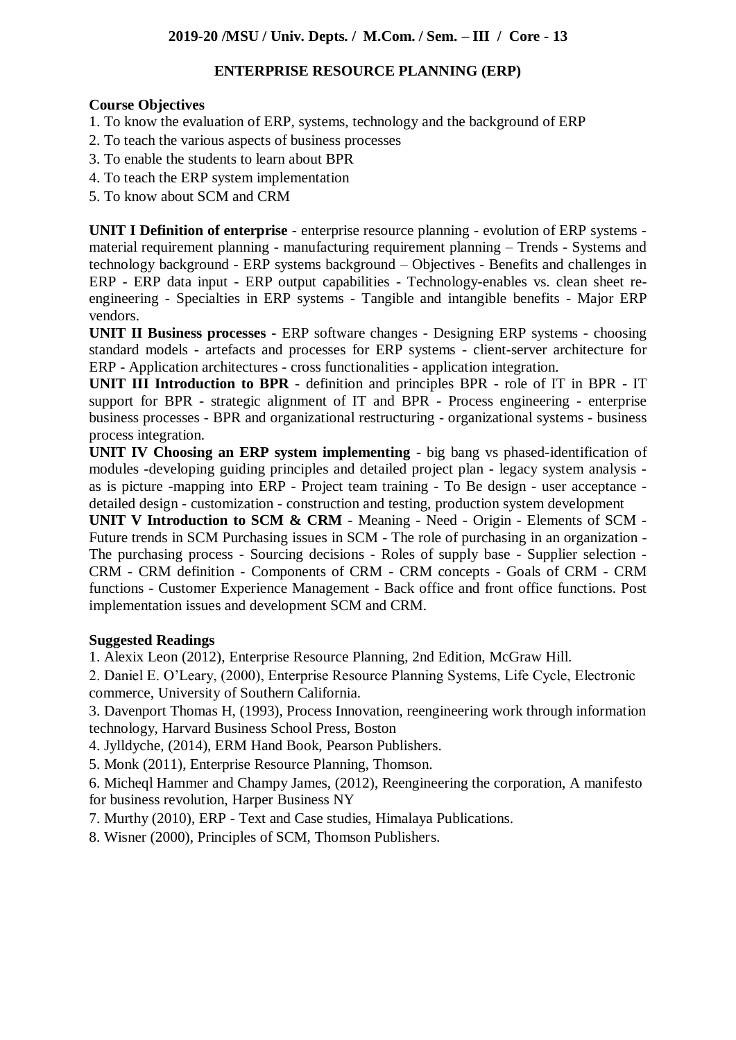**2019-20 /MSU / Univ. Depts. / M.Com. / Sem. – III / Core - 13**

# ENTERPRISE RESOURCE PLANNING (ERP)

**Course Objectives**

1. To know the evaluation of ERP, systems, technology and the background of ERP
2. To teach the various aspects of business processes
3. To enable the students to learn about BPR
4. To teach the ERP system implementation
5. To know about SCM and CRM

**UNIT I Definition of enterprise** - enterprise resource planning - evolution of ERP systems - material requirement planning - manufacturing requirement planning – Trends - Systems and technology background - ERP systems background – Objectives - Benefits and challenges in ERP - ERP data input - ERP output capabilities - Technology-enables vs. clean sheet re-engineering - Specialties in ERP systems - Tangible and intangible benefits - Major ERP vendors.

**UNIT II Business processes -** ERP software changes - Designing ERP systems - choosing standard models - artefacts and processes for ERP systems - client-server architecture for ERP - Application architectures - cross functionalities - application integration.

**UNIT III Introduction to BPR** - definition and principles BPR - role of IT in BPR - IT support for BPR - strategic alignment of IT and BPR - Process engineering - enterprise business processes - BPR and organizational restructuring - organizational systems - business process integration.

**UNIT IV Choosing an ERP system implementing** - big bang vs phased-identification of modules -developing guiding principles and detailed project plan - legacy system analysis - as is picture -mapping into ERP - Project team training - To Be design - user acceptance - detailed design - customization - construction and testing, production system development

**UNIT V Introduction to SCM & CRM** - Meaning - Need - Origin - Elements of SCM - Future trends in SCM Purchasing issues in SCM - The role of purchasing in an organization - The purchasing process - Sourcing decisions - Roles of supply base - Supplier selection - CRM - CRM definition - Components of CRM - CRM concepts - Goals of CRM - CRM functions - Customer Experience Management - Back office and front office functions. Post implementation issues and development SCM and CRM.

**Suggested Readings**

1. Alexix Leon (2012), Enterprise Resource Planning, 2nd Edition, McGraw Hill.
2. Daniel E. O'Leary, (2000), Enterprise Resource Planning Systems, Life Cycle, Electronic commerce, University of Southern California.
3. Davenport Thomas H, (1993), Process Innovation, reengineering work through information technology, Harvard Business School Press, Boston
4. Jylldyche, (2014), ERM Hand Book, Pearson Publishers.
5. Monk (2011), Enterprise Resource Planning, Thomson.
6. Micheql Hammer and Champy James, (2012), Reengineering the corporation, A manifesto for business revolution, Harper Business NY
7. Murthy (2010), ERP - Text and Case studies, Himalaya Publications.
8. Wisner (2000), Principles of SCM, Thomson Publishers.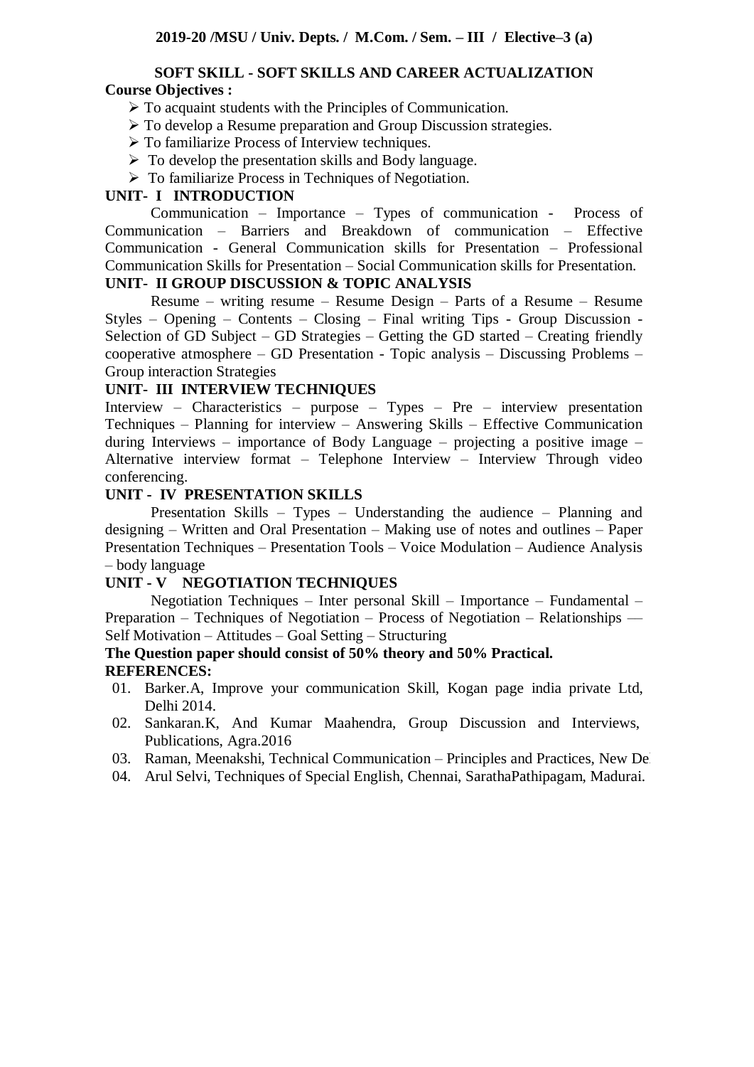**2019-20 /MSU / Univ. Depts. / M.Com. / Sem. – III / Elective–3 (a)**

## SOFT SKILL - SOFT SKILLS AND CAREER ACTUALIZATION

**Course Objectives :**

- To acquaint students with the Principles of Communication.
- To develop a Resume preparation and Group Discussion strategies.
- To familiarize Process of Interview techniques.
- To develop the presentation skills and Body language.
- To familiarize Process in Techniques of Negotiation.

### UNIT- I INTRODUCTION

Communication – Importance – Types of communication - Process of Communication – Barriers and Breakdown of communication – Effective Communication - General Communication skills for Presentation – Professional Communication Skills for Presentation – Social Communication skills for Presentation.

### UNIT- II GROUP DISCUSSION & TOPIC ANALYSIS

Resume – writing resume – Resume Design – Parts of a Resume – Resume Styles – Opening – Contents – Closing – Final writing Tips - Group Discussion - Selection of GD Subject – GD Strategies – Getting the GD started – Creating friendly cooperative atmosphere – GD Presentation - Topic analysis – Discussing Problems – Group interaction Strategies

### UNIT- III INTERVIEW TECHNIQUES

Interview – Characteristics – purpose – Types – Pre – interview presentation Techniques – Planning for interview – Answering Skills – Effective Communication during Interviews – importance of Body Language – projecting a positive image – Alternative interview format – Telephone Interview – Interview Through video conferencing.

### UNIT - IV PRESENTATION SKILLS

Presentation Skills – Types – Understanding the audience – Planning and designing – Written and Oral Presentation – Making use of notes and outlines – Paper Presentation Techniques – Presentation Tools – Voice Modulation – Audience Analysis – body language

### UNIT - V NEGOTIATION TECHNIQUES

Negotiation Techniques – Inter personal Skill – Importance – Fundamental – Preparation – Techniques of Negotiation – Process of Negotiation – Relationships –– Self Motivation – Attitudes – Goal Setting – Structuring

**The Question paper should consist of 50% theory and 50% Practical.**

**REFERENCES:**

01. Barker.A, Improve your communication Skill, Kogan page india private Ltd, Delhi 2014.
02. Sankaran.K, And Kumar Maahendra, Group Discussion and Interviews, Publications, Agra.2016
03. Raman, Meenakshi, Technical Communication – Principles and Practices, New De
04. Arul Selvi, Techniques of Special English, Chennai, SarathaPathipagam, Madurai.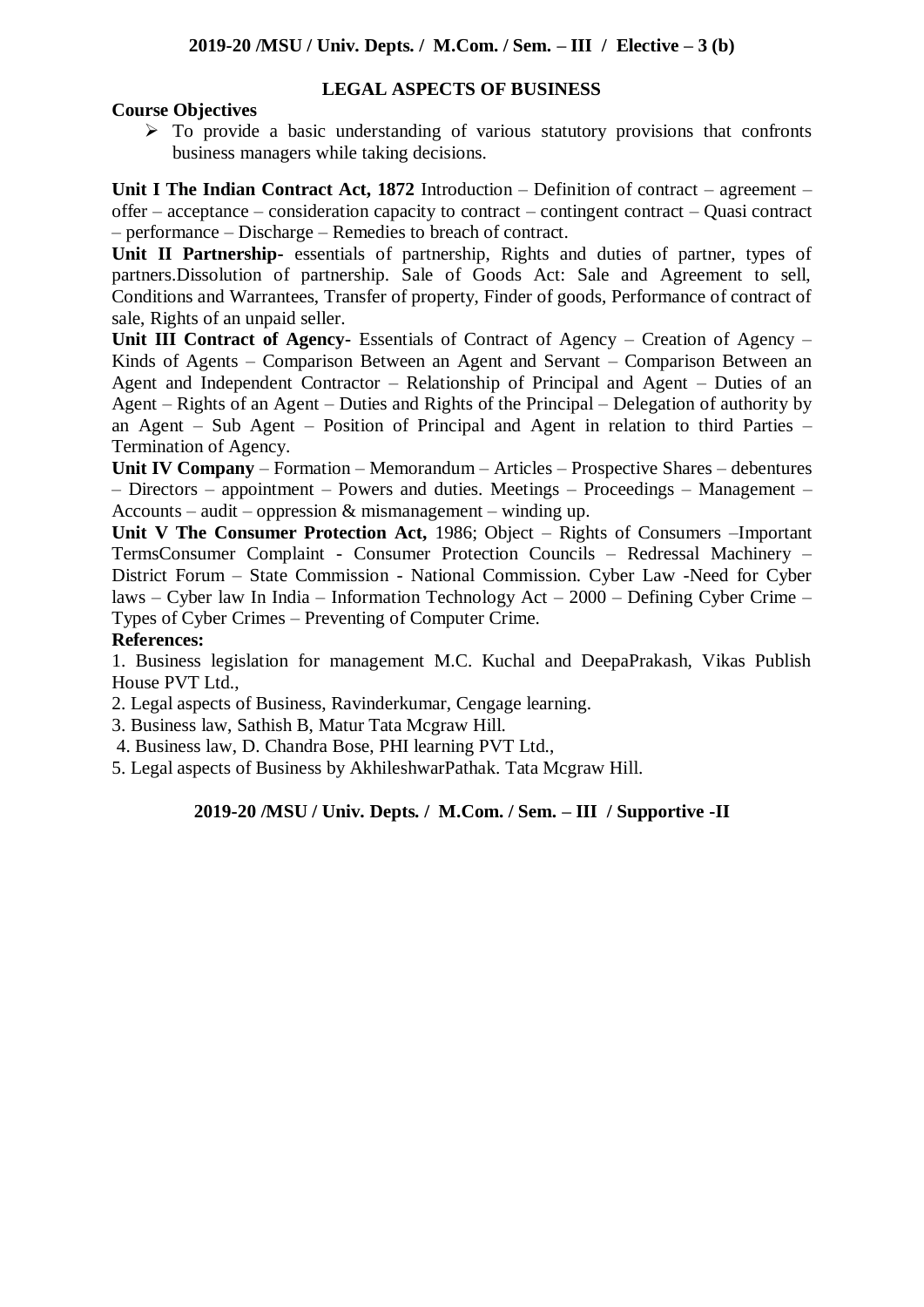**2019-20 /MSU / Univ. Depts. / M.Com. / Sem. – III / Elective – 3 (b)**

## LEGAL ASPECTS OF BUSINESS

**Course Objectives**

- To provide a basic understanding of various statutory provisions that confronts business managers while taking decisions.

**Unit I The Indian Contract Act, 1872** Introduction – Definition of contract – agreement – offer – acceptance – consideration capacity to contract – contingent contract – Quasi contract – performance – Discharge – Remedies to breach of contract.

**Unit II Partnership-** essentials of partnership, Rights and duties of partner, types of partners.Dissolution of partnership. Sale of Goods Act: Sale and Agreement to sell, Conditions and Warrantees, Transfer of property, Finder of goods, Performance of contract of sale, Rights of an unpaid seller.

**Unit III Contract of Agency-** Essentials of Contract of Agency – Creation of Agency – Kinds of Agents – Comparison Between an Agent and Servant – Comparison Between an Agent and Independent Contractor – Relationship of Principal and Agent – Duties of an Agent – Rights of an Agent – Duties and Rights of the Principal – Delegation of authority by an Agent – Sub Agent – Position of Principal and Agent in relation to third Parties – Termination of Agency.

**Unit IV Company** – Formation – Memorandum – Articles – Prospective Shares – debentures – Directors – appointment – Powers and duties. Meetings – Proceedings – Management – Accounts – audit – oppression & mismanagement – winding up.

**Unit V The Consumer Protection Act,** 1986; Object – Rights of Consumers –Important TermsConsumer Complaint - Consumer Protection Councils – Redressal Machinery – District Forum – State Commission - National Commission. Cyber Law -Need for Cyber laws – Cyber law In India – Information Technology Act – 2000 – Defining Cyber Crime – Types of Cyber Crimes – Preventing of Computer Crime.

**References:**

1. Business legislation for management M.C. Kuchal and DeepaPrakash, Vikas Publish House PVT Ltd.,
2. Legal aspects of Business, Ravinderkumar, Cengage learning.
3. Business law, Sathish B, Matur Tata Mcgraw Hill.
4. Business law, D. Chandra Bose, PHI learning PVT Ltd.,
5. Legal aspects of Business by AkhileshwarPathak. Tata Mcgraw Hill.

**2019-20 /MSU / Univ. Depts. / M.Com. / Sem. – III / Supportive -II**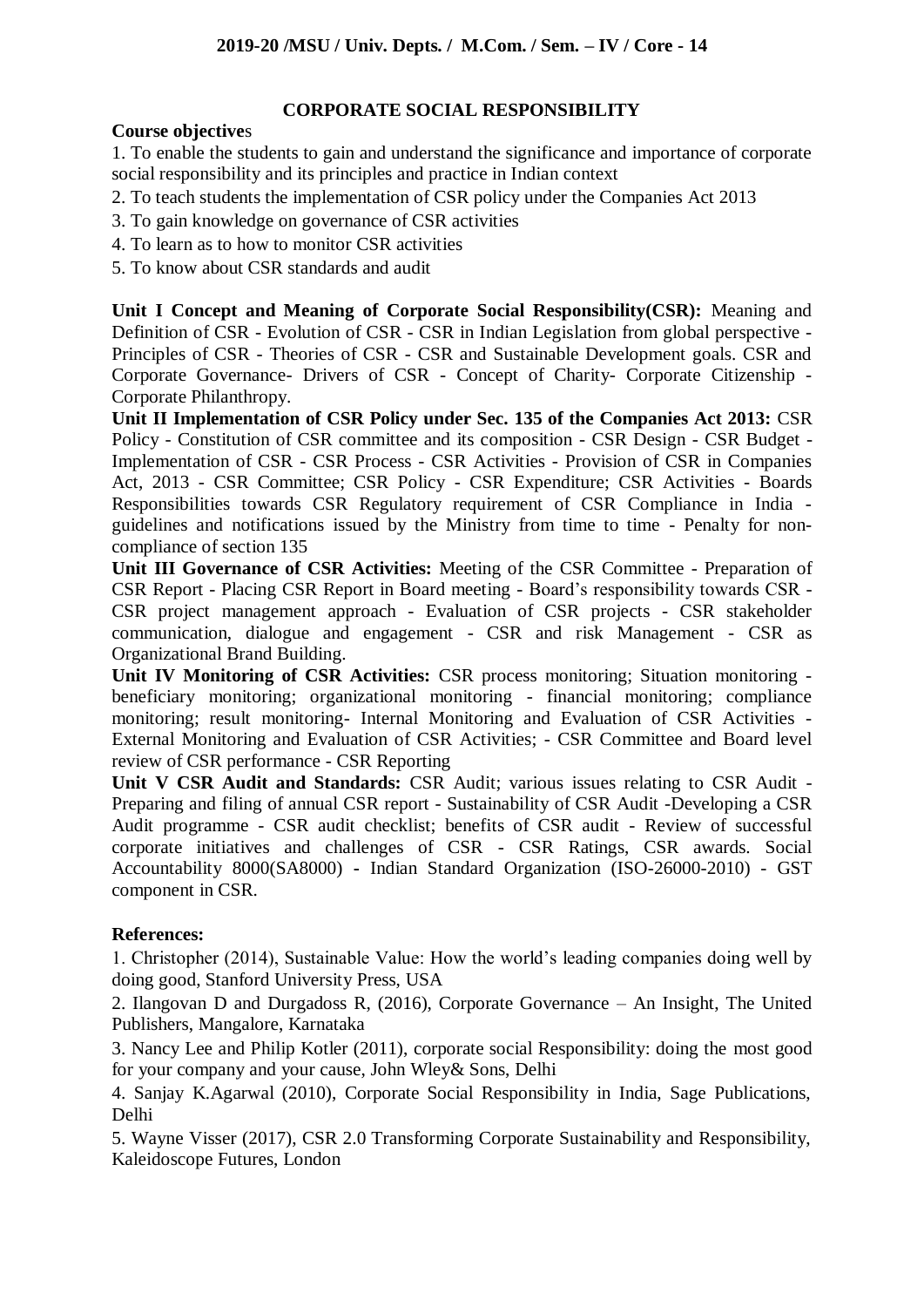**2019-20 /MSU / Univ. Depts. / M.Com. / Sem. – IV / Core - 14**

## CORPORATE SOCIAL RESPONSIBILITY

**Course objectives**

1. To enable the students to gain and understand the significance and importance of corporate social responsibility and its principles and practice in Indian context
2. To teach students the implementation of CSR policy under the Companies Act 2013
3. To gain knowledge on governance of CSR activities
4. To learn as to how to monitor CSR activities
5. To know about CSR standards and audit

**Unit I Concept and Meaning of Corporate Social Responsibility(CSR):** Meaning and Definition of CSR - Evolution of CSR - CSR in Indian Legislation from global perspective - Principles of CSR - Theories of CSR - CSR and Sustainable Development goals. CSR and Corporate Governance- Drivers of CSR - Concept of Charity- Corporate Citizenship - Corporate Philanthropy.

**Unit II Implementation of CSR Policy under Sec. 135 of the Companies Act 2013:** CSR Policy - Constitution of CSR committee and its composition - CSR Design - CSR Budget - Implementation of CSR - CSR Process - CSR Activities - Provision of CSR in Companies Act, 2013 - CSR Committee; CSR Policy - CSR Expenditure; CSR Activities - Boards Responsibilities towards CSR Regulatory requirement of CSR Compliance in India - guidelines and notifications issued by the Ministry from time to time - Penalty for non-compliance of section 135

**Unit III Governance of CSR Activities:** Meeting of the CSR Committee - Preparation of CSR Report - Placing CSR Report in Board meeting - Board's responsibility towards CSR - CSR project management approach - Evaluation of CSR projects - CSR stakeholder communication, dialogue and engagement - CSR and risk Management - CSR as Organizational Brand Building.

**Unit IV Monitoring of CSR Activities:** CSR process monitoring; Situation monitoring - beneficiary monitoring; organizational monitoring - financial monitoring; compliance monitoring; result monitoring- Internal Monitoring and Evaluation of CSR Activities - External Monitoring and Evaluation of CSR Activities; - CSR Committee and Board level review of CSR performance - CSR Reporting

**Unit V CSR Audit and Standards:** CSR Audit; various issues relating to CSR Audit - Preparing and filing of annual CSR report - Sustainability of CSR Audit -Developing a CSR Audit programme - CSR audit checklist; benefits of CSR audit - Review of successful corporate initiatives and challenges of CSR - CSR Ratings, CSR awards. Social Accountability 8000(SA8000) - Indian Standard Organization (ISO-26000-2010) - GST component in CSR.

**References:**

1. Christopher (2014), Sustainable Value: How the world's leading companies doing well by doing good, Stanford University Press, USA
2. Ilangovan D and Durgadoss R, (2016), Corporate Governance – An Insight, The United Publishers, Mangalore, Karnataka
3. Nancy Lee and Philip Kotler (2011), corporate social Responsibility: doing the most good for your company and your cause, John Wley& Sons, Delhi
4. Sanjay K.Agarwal (2010), Corporate Social Responsibility in India, Sage Publications, Delhi
5. Wayne Visser (2017), CSR 2.0 Transforming Corporate Sustainability and Responsibility, Kaleidoscope Futures, London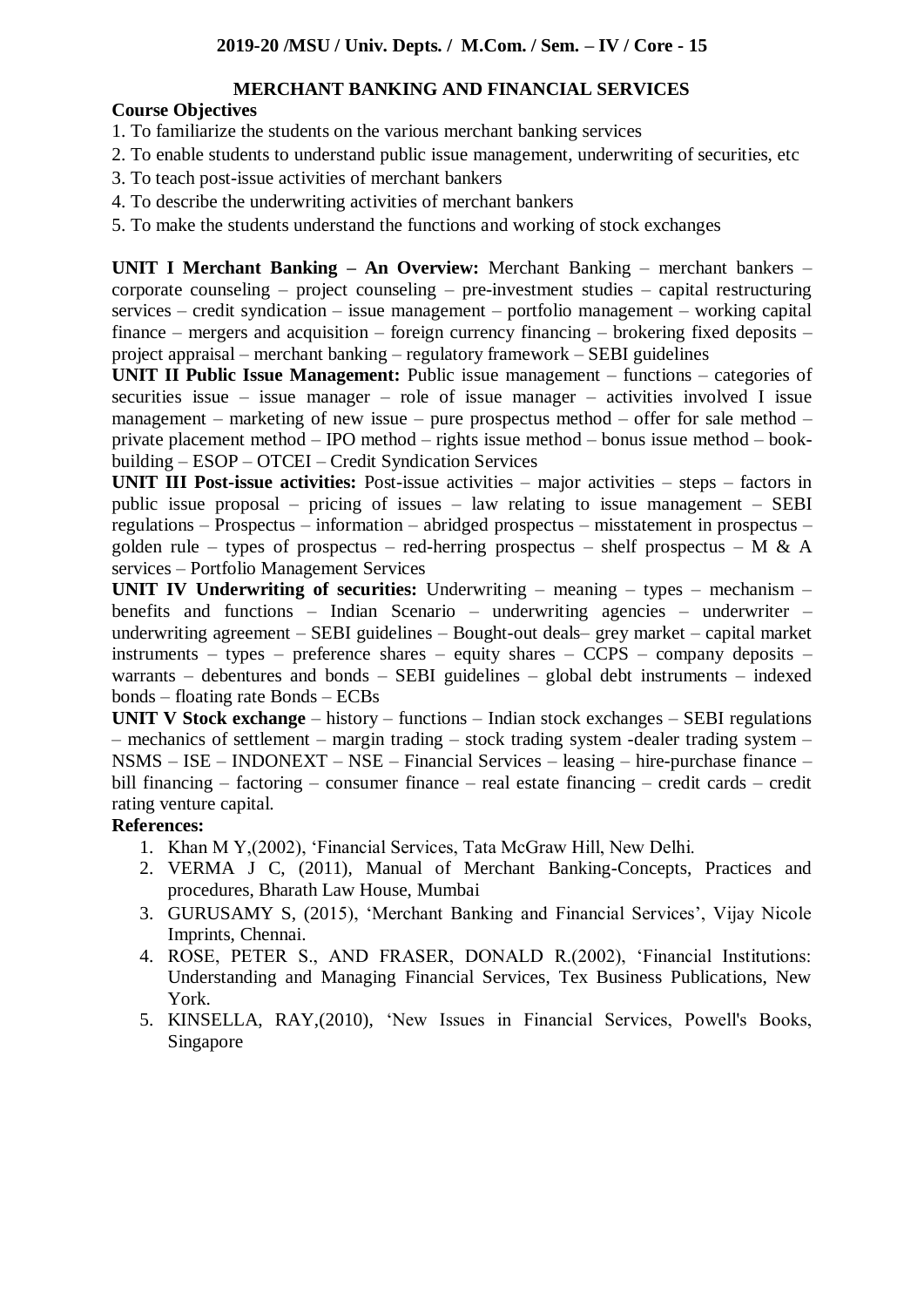**2019-20 /MSU / Univ. Depts. / M.Com. / Sem. – IV / Core - 15**

## MERCHANT BANKING AND FINANCIAL SERVICES

**Course Objectives**

1. To familiarize the students on the various merchant banking services
2. To enable students to understand public issue management, underwriting of securities, etc
3. To teach post-issue activities of merchant bankers
4. To describe the underwriting activities of merchant bankers
5. To make the students understand the functions and working of stock exchanges

**UNIT I Merchant Banking – An Overview:** Merchant Banking – merchant bankers – corporate counseling – project counseling – pre-investment studies – capital restructuring services – credit syndication – issue management – portfolio management – working capital finance – mergers and acquisition – foreign currency financing – brokering fixed deposits – project appraisal – merchant banking – regulatory framework – SEBI guidelines

**UNIT II Public Issue Management:** Public issue management – functions – categories of securities issue – issue manager – role of issue manager – activities involved I issue management – marketing of new issue – pure prospectus method – offer for sale method – private placement method – IPO method – rights issue method – bonus issue method – book-building – ESOP – OTCEI – Credit Syndication Services

**UNIT III Post-issue activities:** Post-issue activities – major activities – steps – factors in public issue proposal – pricing of issues – law relating to issue management – SEBI regulations – Prospectus – information – abridged prospectus – misstatement in prospectus – golden rule – types of prospectus – red-herring prospectus – shelf prospectus – M & A services – Portfolio Management Services

**UNIT IV Underwriting of securities:** Underwriting – meaning – types – mechanism – benefits and functions – Indian Scenario – underwriting agencies – underwriter – underwriting agreement – SEBI guidelines – Bought-out deals– grey market – capital market instruments – types – preference shares – equity shares – CCPS – company deposits – warrants – debentures and bonds – SEBI guidelines – global debt instruments – indexed bonds – floating rate Bonds – ECBs

**UNIT V Stock exchange** – history – functions – Indian stock exchanges – SEBI regulations – mechanics of settlement – margin trading – stock trading system -dealer trading system – NSMS – ISE – INDONEXT – NSE – Financial Services – leasing – hire-purchase finance – bill financing – factoring – consumer finance – real estate financing – credit cards – credit rating venture capital.

**References:**

1. Khan M Y,(2002), 'Financial Services, Tata McGraw Hill, New Delhi.
2. VERMA J C, (2011), Manual of Merchant Banking-Concepts, Practices and procedures, Bharath Law House, Mumbai
3. GURUSAMY S, (2015), 'Merchant Banking and Financial Services', Vijay Nicole Imprints, Chennai.
4. ROSE, PETER S., AND FRASER, DONALD R.(2002), 'Financial Institutions: Understanding and Managing Financial Services, Tex Business Publications, New York.
5. KINSELLA, RAY,(2010), 'New Issues in Financial Services, Powell's Books, Singapore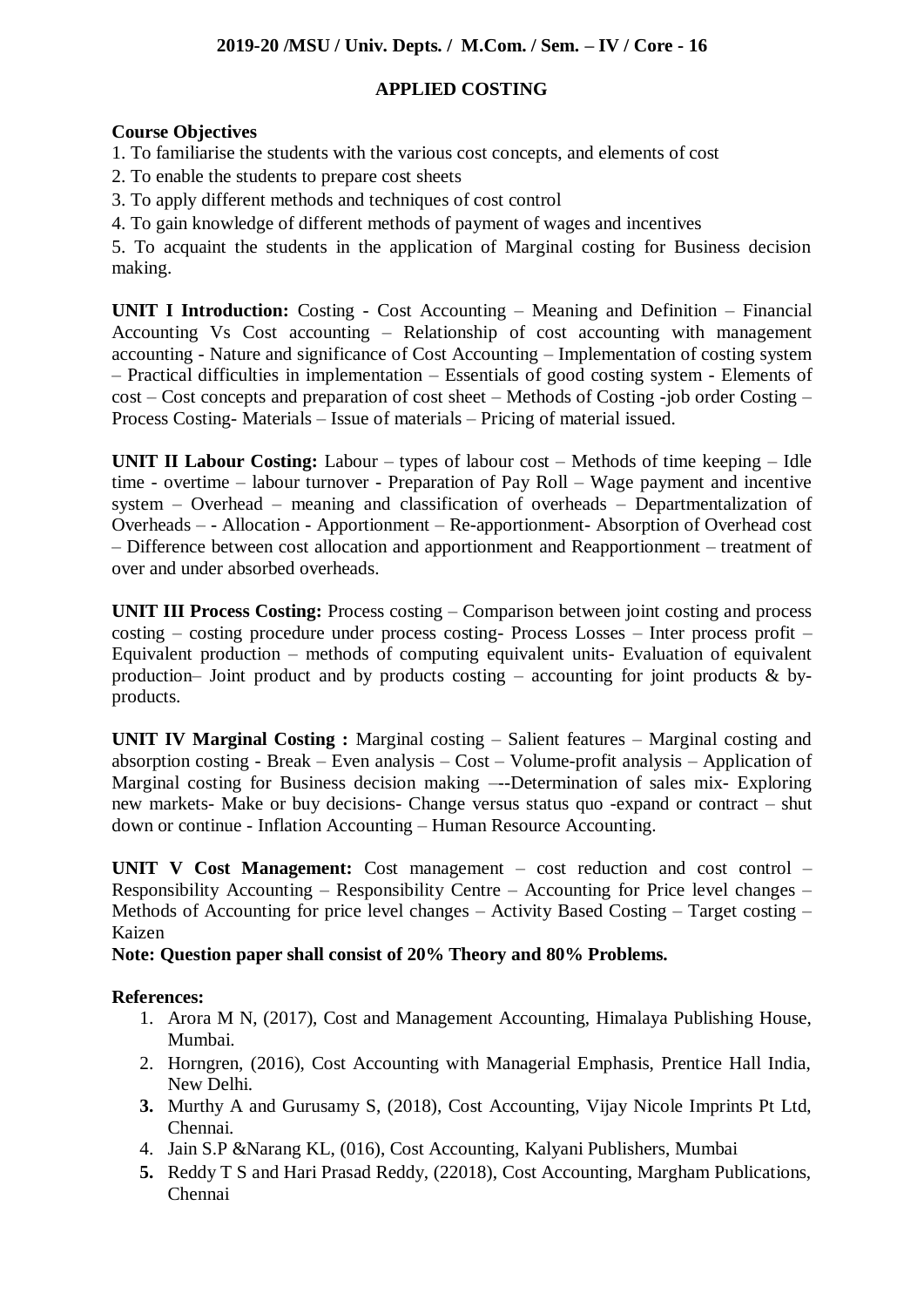**2019-20 /MSU / Univ. Depts. / M.Com. / Sem. – IV / Core - 16**

# APPLIED COSTING

**Course Objectives**

1. To familiarise the students with the various cost concepts, and elements of cost
2. To enable the students to prepare cost sheets
3. To apply different methods and techniques of cost control
4. To gain knowledge of different methods of payment of wages and incentives
5. To acquaint the students in the application of Marginal costing for Business decision making.

**UNIT I Introduction:** Costing - Cost Accounting – Meaning and Definition – Financial Accounting Vs Cost accounting – Relationship of cost accounting with management accounting - Nature and significance of Cost Accounting – Implementation of costing system – Practical difficulties in implementation – Essentials of good costing system - Elements of cost – Cost concepts and preparation of cost sheet – Methods of Costing -job order Costing – Process Costing- Materials – Issue of materials – Pricing of material issued.

**UNIT II Labour Costing:** Labour – types of labour cost – Methods of time keeping – Idle time - overtime – labour turnover - Preparation of Pay Roll – Wage payment and incentive system – Overhead – meaning and classification of overheads – Departmentalization of Overheads – - Allocation - Apportionment – Re-apportionment- Absorption of Overhead cost – Difference between cost allocation and apportionment and Reapportionment – treatment of over and under absorbed overheads.

**UNIT III Process Costing:** Process costing – Comparison between joint costing and process costing – costing procedure under process costing- Process Losses – Inter process profit – Equivalent production – methods of computing equivalent units- Evaluation of equivalent production– Joint product and by products costing – accounting for joint products & by-products.

**UNIT IV Marginal Costing :** Marginal costing – Salient features – Marginal costing and absorption costing - Break – Even analysis – Cost – Volume-profit analysis – Application of Marginal costing for Business decision making –--Determination of sales mix- Exploring new markets- Make or buy decisions- Change versus status quo -expand or contract – shut down or continue - Inflation Accounting – Human Resource Accounting.

**UNIT V Cost Management:** Cost management – cost reduction and cost control – Responsibility Accounting – Responsibility Centre – Accounting for Price level changes – Methods of Accounting for price level changes – Activity Based Costing – Target costing – Kaizen

**Note: Question paper shall consist of 20% Theory and 80% Problems.**

**References:**

1. Arora M N, (2017), Cost and Management Accounting, Himalaya Publishing House, Mumbai.
2. Horngren, (2016), Cost Accounting with Managerial Emphasis, Prentice Hall India, New Delhi.
3. Murthy A and Gurusamy S, (2018), Cost Accounting, Vijay Nicole Imprints Pt Ltd, Chennai.
4. Jain S.P &Narang KL, (016), Cost Accounting, Kalyani Publishers, Mumbai
5. Reddy T S and Hari Prasad Reddy, (22018), Cost Accounting, Margham Publications, Chennai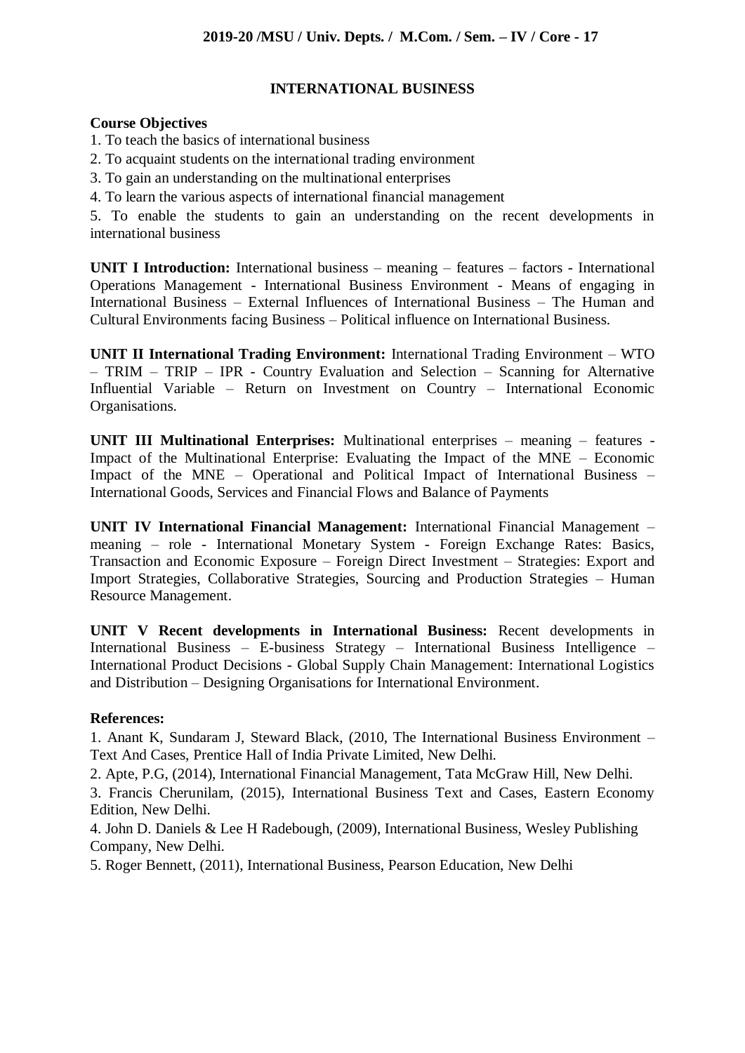**2019-20 /MSU / Univ. Depts. / M.Com. / Sem. – IV / Core - 17**

# INTERNATIONAL BUSINESS

**Course Objectives**

1. To teach the basics of international business
2. To acquaint students on the international trading environment
3. To gain an understanding on the multinational enterprises
4. To learn the various aspects of international financial management
5. To enable the students to gain an understanding on the recent developments in international business

**UNIT I Introduction:** International business – meaning – features – factors - International Operations Management - International Business Environment - Means of engaging in International Business – External Influences of International Business – The Human and Cultural Environments facing Business – Political influence on International Business.

**UNIT II International Trading Environment:** International Trading Environment – WTO – TRIM – TRIP – IPR - Country Evaluation and Selection – Scanning for Alternative Influential Variable – Return on Investment on Country – International Economic Organisations.

**UNIT III Multinational Enterprises:** Multinational enterprises – meaning – features - Impact of the Multinational Enterprise: Evaluating the Impact of the MNE – Economic Impact of the MNE – Operational and Political Impact of International Business – International Goods, Services and Financial Flows and Balance of Payments

**UNIT IV International Financial Management:** International Financial Management – meaning – role - International Monetary System - Foreign Exchange Rates: Basics, Transaction and Economic Exposure – Foreign Direct Investment – Strategies: Export and Import Strategies, Collaborative Strategies, Sourcing and Production Strategies – Human Resource Management.

**UNIT V Recent developments in International Business:** Recent developments in International Business – E-business Strategy – International Business Intelligence – International Product Decisions - Global Supply Chain Management: International Logistics and Distribution – Designing Organisations for International Environment.

**References:**

1. Anant K, Sundaram J, Steward Black, (2010, The International Business Environment – Text And Cases, Prentice Hall of India Private Limited, New Delhi.
2. Apte, P.G, (2014), International Financial Management, Tata McGraw Hill, New Delhi.
3. Francis Cherunilam, (2015), International Business Text and Cases, Eastern Economy Edition, New Delhi.
4. John D. Daniels & Lee H Radebough, (2009), International Business, Wesley Publishing Company, New Delhi.
5. Roger Bennett, (2011), International Business, Pearson Education, New Delhi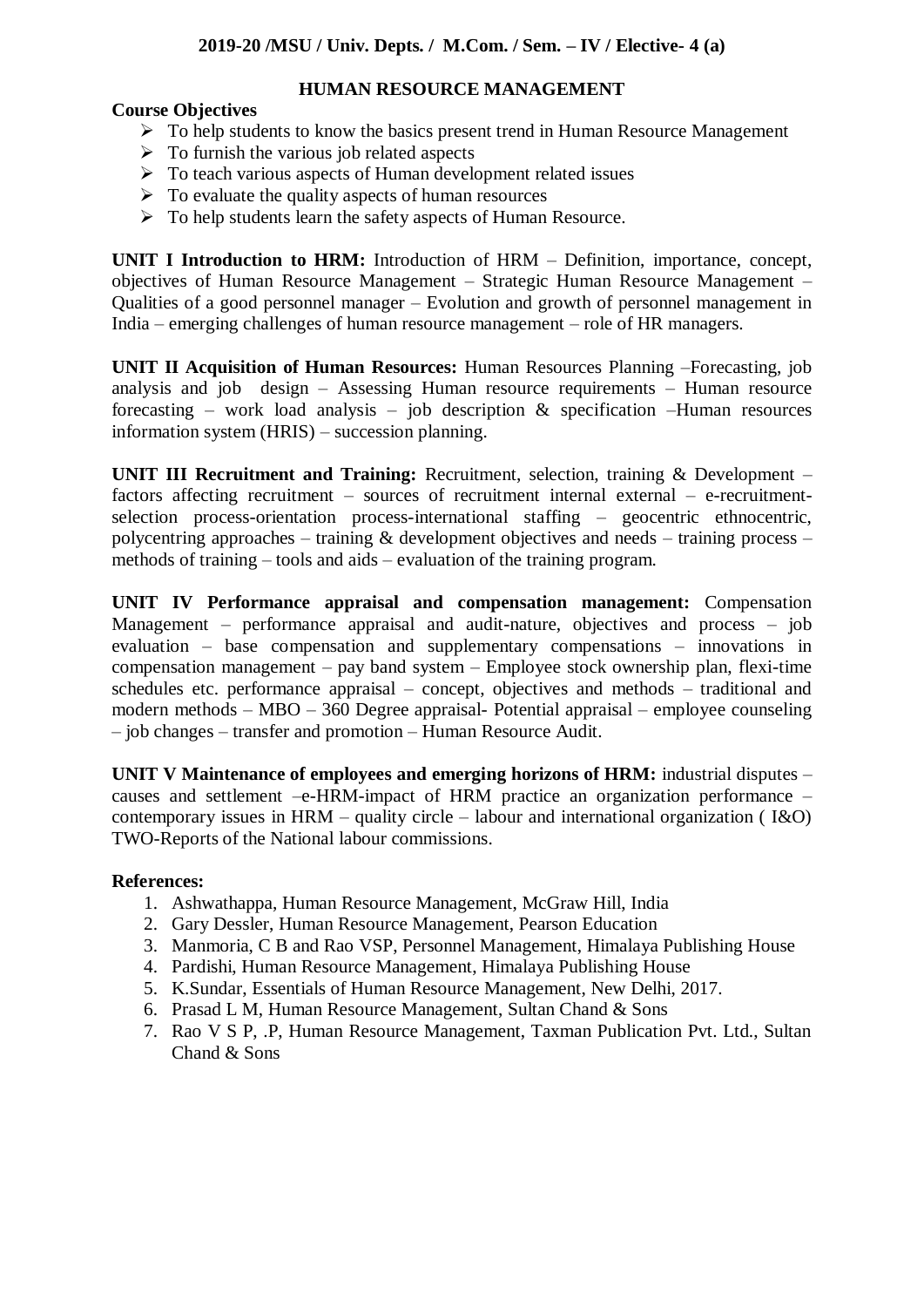**2019-20 /MSU / Univ. Depts. / M.Com. / Sem. – IV / Elective- 4 (a)**

## HUMAN RESOURCE MANAGEMENT

**Course Objectives**

- To help students to know the basics present trend in Human Resource Management
- To furnish the various job related aspects
- To teach various aspects of Human development related issues
- To evaluate the quality aspects of human resources
- To help students learn the safety aspects of Human Resource.

**UNIT I Introduction to HRM:** Introduction of HRM – Definition, importance, concept, objectives of Human Resource Management – Strategic Human Resource Management – Qualities of a good personnel manager – Evolution and growth of personnel management in India – emerging challenges of human resource management – role of HR managers.

**UNIT II Acquisition of Human Resources:** Human Resources Planning –Forecasting, job analysis and job design – Assessing Human resource requirements – Human resource forecasting – work load analysis – job description & specification –Human resources information system (HRIS) – succession planning.

**UNIT III Recruitment and Training:** Recruitment, selection, training & Development – factors affecting recruitment – sources of recruitment internal external – e-recruitment-selection process-orientation process-international staffing – geocentric ethnocentric, polycentring approaches – training & development objectives and needs – training process – methods of training – tools and aids – evaluation of the training program.

**UNIT IV Performance appraisal and compensation management:** Compensation Management – performance appraisal and audit-nature, objectives and process – job evaluation – base compensation and supplementary compensations – innovations in compensation management – pay band system – Employee stock ownership plan, flexi-time schedules etc. performance appraisal – concept, objectives and methods – traditional and modern methods – MBO – 360 Degree appraisal- Potential appraisal – employee counseling – job changes – transfer and promotion – Human Resource Audit.

**UNIT V Maintenance of employees and emerging horizons of HRM:** industrial disputes – causes and settlement –e-HRM-impact of HRM practice an organization performance – contemporary issues in HRM – quality circle – labour and international organization ( I&O) TWO-Reports of the National labour commissions.

**References:**

1. Ashwathappa, Human Resource Management, McGraw Hill, India
2. Gary Dessler, Human Resource Management, Pearson Education
3. Manmoria, C B and Rao VSP, Personnel Management, Himalaya Publishing House
4. Pardishi, Human Resource Management, Himalaya Publishing House
5. K.Sundar, Essentials of Human Resource Management, New Delhi, 2017.
6. Prasad L M, Human Resource Management, Sultan Chand & Sons
7. Rao V S P, .P, Human Resource Management, Taxman Publication Pvt. Ltd., Sultan Chand & Sons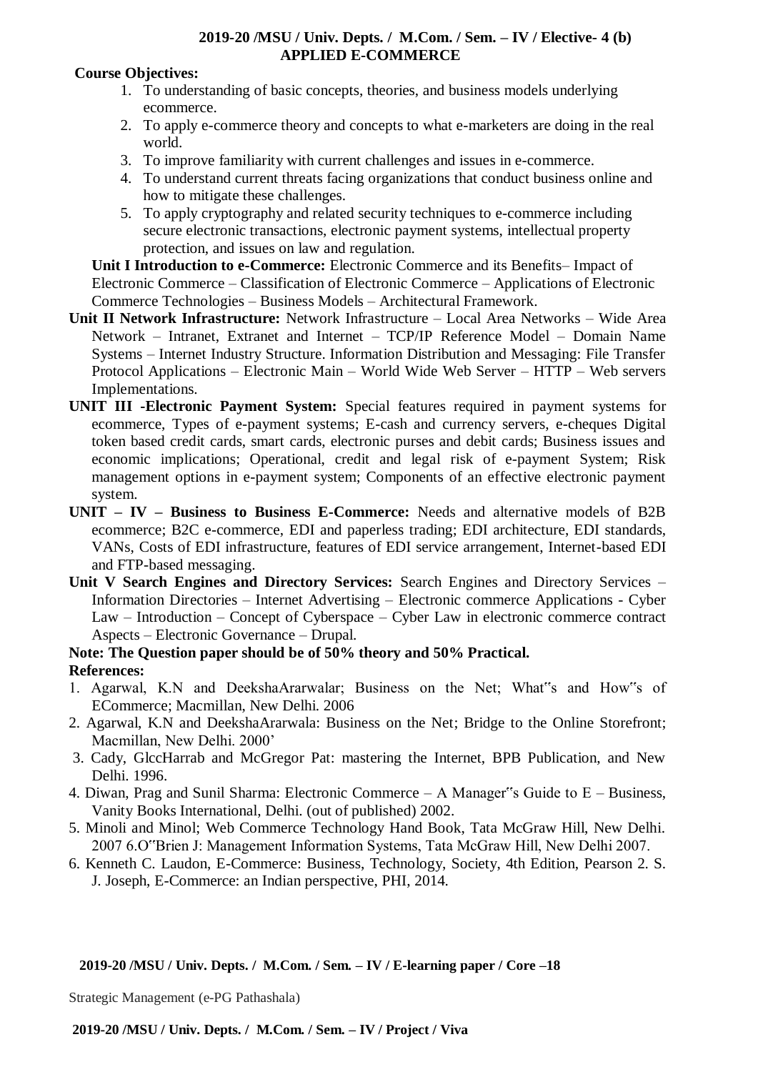**2019-20 /MSU / Univ. Depts. / M.Com. / Sem. – IV / Elective- 4 (b)**
**APPLIED E-COMMERCE**

**Course Objectives:**

1. To understanding of basic concepts, theories, and business models underlying ecommerce.
2. To apply e-commerce theory and concepts to what e-marketers are doing in the real world.
3. To improve familiarity with current challenges and issues in e-commerce.
4. To understand current threats facing organizations that conduct business online and how to mitigate these challenges.
5. To apply cryptography and related security techniques to e-commerce including secure electronic transactions, electronic payment systems, intellectual property protection, and issues on law and regulation.

**Unit I Introduction to e-Commerce:** Electronic Commerce and its Benefits– Impact of Electronic Commerce – Classification of Electronic Commerce – Applications of Electronic Commerce Technologies – Business Models – Architectural Framework.

**Unit II Network Infrastructure:** Network Infrastructure – Local Area Networks – Wide Area Network – Intranet, Extranet and Internet – TCP/IP Reference Model – Domain Name Systems – Internet Industry Structure. Information Distribution and Messaging: File Transfer Protocol Applications – Electronic Main – World Wide Web Server – HTTP – Web servers Implementations.

**UNIT III -Electronic Payment System:** Special features required in payment systems for ecommerce, Types of e-payment systems; E-cash and currency servers, e-cheques Digital token based credit cards, smart cards, electronic purses and debit cards; Business issues and economic implications; Operational, credit and legal risk of e-payment System; Risk management options in e-payment system; Components of an effective electronic payment system.

**UNIT – IV – Business to Business E-Commerce:** Needs and alternative models of B2B ecommerce; B2C e-commerce, EDI and paperless trading; EDI architecture, EDI standards, VANs, Costs of EDI infrastructure, features of EDI service arrangement, Internet-based EDI and FTP-based messaging.

**Unit V Search Engines and Directory Services:** Search Engines and Directory Services – Information Directories – Internet Advertising – Electronic commerce Applications - Cyber Law – Introduction – Concept of Cyberspace – Cyber Law in electronic commerce contract Aspects – Electronic Governance – Drupal.

**Note: The Question paper should be of 50% theory and 50% Practical.**

**References:**

1. Agarwal, K.N and DeekshaArarwalar; Business on the Net; What‟s and How‟s of ECommerce; Macmillan, New Delhi. 2006
2. Agarwal, K.N and DeekshaArarwala: Business on the Net; Bridge to the Online Storefront; Macmillan, New Delhi. 2000'
3. Cady, GlccHarrab and McGregor Pat: mastering the Internet, BPB Publication, and New Delhi. 1996.
4. Diwan, Prag and Sunil Sharma: Electronic Commerce – A Manager‟s Guide to E – Business, Vanity Books International, Delhi. (out of published) 2002.
5. Minoli and Minol; Web Commerce Technology Hand Book, Tata McGraw Hill, New Delhi. 2007 6.O‟Brien J: Management Information Systems, Tata McGraw Hill, New Delhi 2007.
6. Kenneth C. Laudon, E-Commerce: Business, Technology, Society, 4th Edition, Pearson 2. S. J. Joseph, E-Commerce: an Indian perspective, PHI, 2014.

**2019-20 /MSU / Univ. Depts. / M.Com. / Sem. – IV / E-learning paper / Core –18**

Strategic Management (e-PG Pathashala)

**2019-20 /MSU / Univ. Depts. / M.Com. / Sem. – IV / Project / Viva**